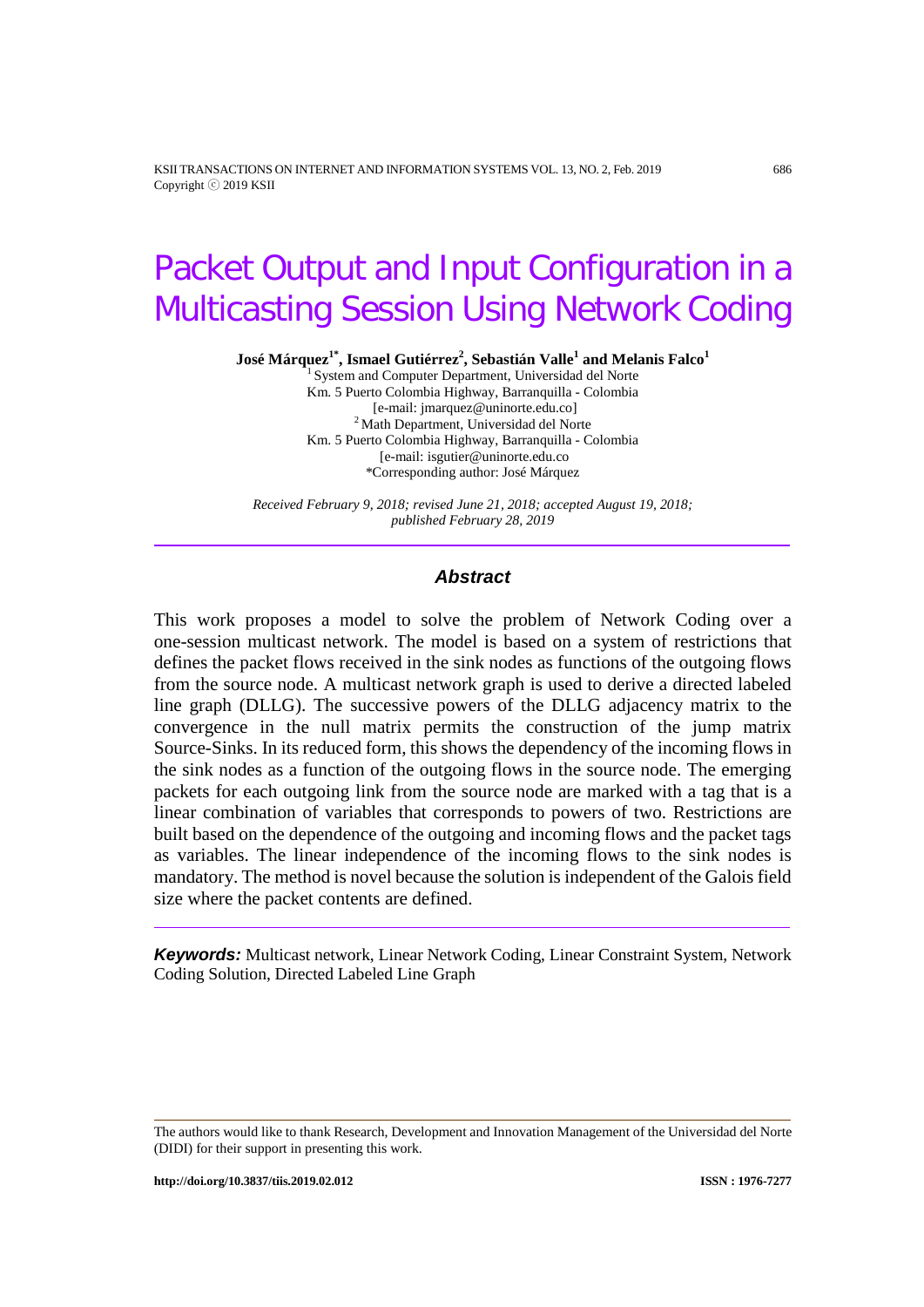# Packet Output and Input Configuration in a Multicasting Session Using Network Coding

**José Márquez[1*], Ismael Gutiérrez[2], Sebastián Valle[1] and Melanis Falco[1]**

[1] System and Computer Department, Universidad del Norte
Km. 5 Puerto Colombia Highway, Barranquilla - Colombia
[e-mail: jmarquez@uninorte.edu.co]
[2] Math Department, Universidad del Norte
Km. 5 Puerto Colombia Highway, Barranquilla - Colombia
[e-mail: isgutier@uninorte.edu.co
*Corresponding author: José Márquez

*Received February 9, 2018; revised June 21, 2018; accepted August 19, 2018; published February 28, 2019*

---

### *Abstract*

This work proposes a model to solve the problem of Network Coding over a one-session multicast network. The model is based on a system of restrictions that defines the packet flows received in the sink nodes as functions of the outgoing flows from the source node. A multicast network graph is used to derive a directed labeled line graph (DLLG). The successive powers of the DLLG adjacency matrix to the convergence in the null matrix permits the construction of the jump matrix Source-Sinks. In its reduced form, this shows the dependency of the incoming flows in the sink nodes as a function of the outgoing flows in the source node. The emerging packets for each outgoing link from the source node are marked with a tag that is a linear combination of variables that corresponds to powers of two. Restrictions are built based on the dependence of the outgoing and incoming flows and the packet tags as variables. The linear independence of the incoming flows to the sink nodes is mandatory. The method is novel because the solution is independent of the Galois field size where the packet contents are defined.

---

***Keywords:*** Multicast network, Linear Network Coding, Linear Constraint System, Network Coding Solution, Directed Labeled Line Graph

---

The authors would like to thank Research, Development and Innovation Management of the Universidad del Norte (DIDI) for their support in presenting this work.

**http://doi.org/10.3837/tiis.2019.02.012** **ISSN : 1976-7277**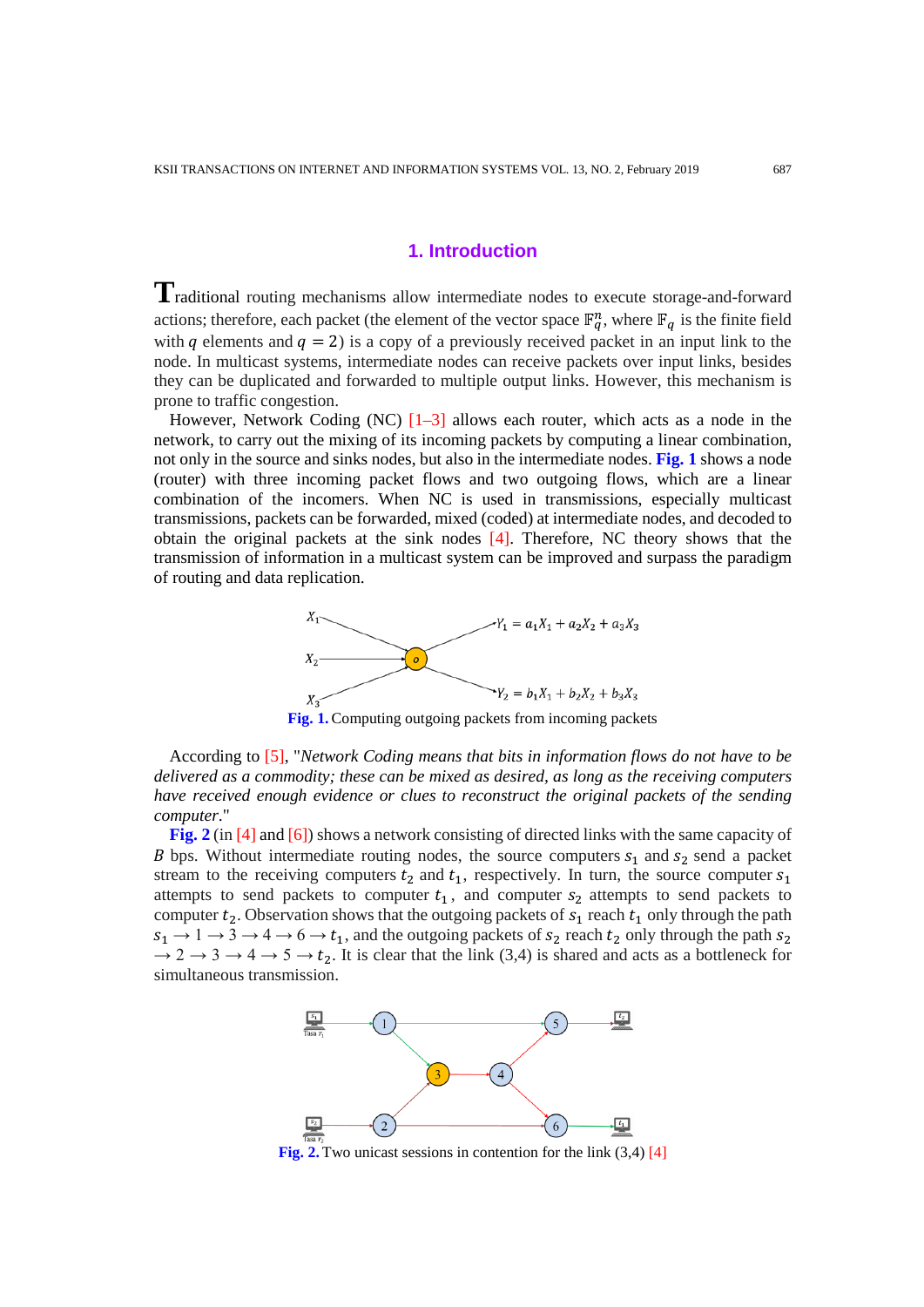## 1. Introduction

Traditional routing mechanisms allow intermediate nodes to execute storage-and-forward actions; therefore, each packet (the element of the vector space $\mathbb{F}_q^n$, where $\mathbb{F}_q$ is the finite field with $q$ elements and $q = 2$) is a copy of a previously received packet in an input link to the node. In multicast systems, intermediate nodes can receive packets over input links, besides they can be duplicated and forwarded to multiple output links. However, this mechanism is prone to traffic congestion.

However, Network Coding (NC) [1–3] allows each router, which acts as a node in the network, to carry out the mixing of its incoming packets by computing a linear combination, not only in the source and sinks nodes, but also in the intermediate nodes. **Fig. 1** shows a node (router) with three incoming packet flows and two outgoing flows, which are a linear combination of the incomers. When NC is used in transmissions, especially multicast transmissions, packets can be forwarded, mixed (coded) at intermediate nodes, and decoded to obtain the original packets at the sink nodes [4]. Therefore, NC theory shows that the transmission of information in a multicast system can be improved and surpass the paradigm of routing and data replication.

$X_1$, $X_2$, $X_3$ → $o$ → $Y_1 = a_1X_1 + a_2X_2 + a_3X_3$, $Y_2 = b_1X_1 + b_2X_2 + b_3X_3$

**Fig. 1.** Computing outgoing packets from incoming packets

According to [5], "*Network Coding means that bits in information flows do not have to be delivered as a commodity; these can be mixed as desired, as long as the receiving computers have received enough evidence or clues to reconstruct the original packets of the sending computer*."

**Fig. 2** (in [4] and [6]) shows a network consisting of directed links with the same capacity of $B$ bps. Without intermediate routing nodes, the source computers $s_1$ and $s_2$ send a packet stream to the receiving computers $t_2$ and $t_1$, respectively. In turn, the source computer $s_1$ attempts to send packets to computer $t_1$, and computer $s_2$ attempts to send packets to computer $t_2$. Observation shows that the outgoing packets of $s_1$ reach $t_1$ only through the path $s_1 \rightarrow 1 \rightarrow 3 \rightarrow 4 \rightarrow 6 \rightarrow t_1$, and the outgoing packets of $s_2$ reach $t_2$ only through the path $s_2 \rightarrow 2 \rightarrow 3 \rightarrow 4 \rightarrow 5 \rightarrow t_2$. It is clear that the link (3,4) is shared and acts as a bottleneck for simultaneous transmission.

**Fig. 2.** Two unicast sessions in contention for the link (3,4) [4]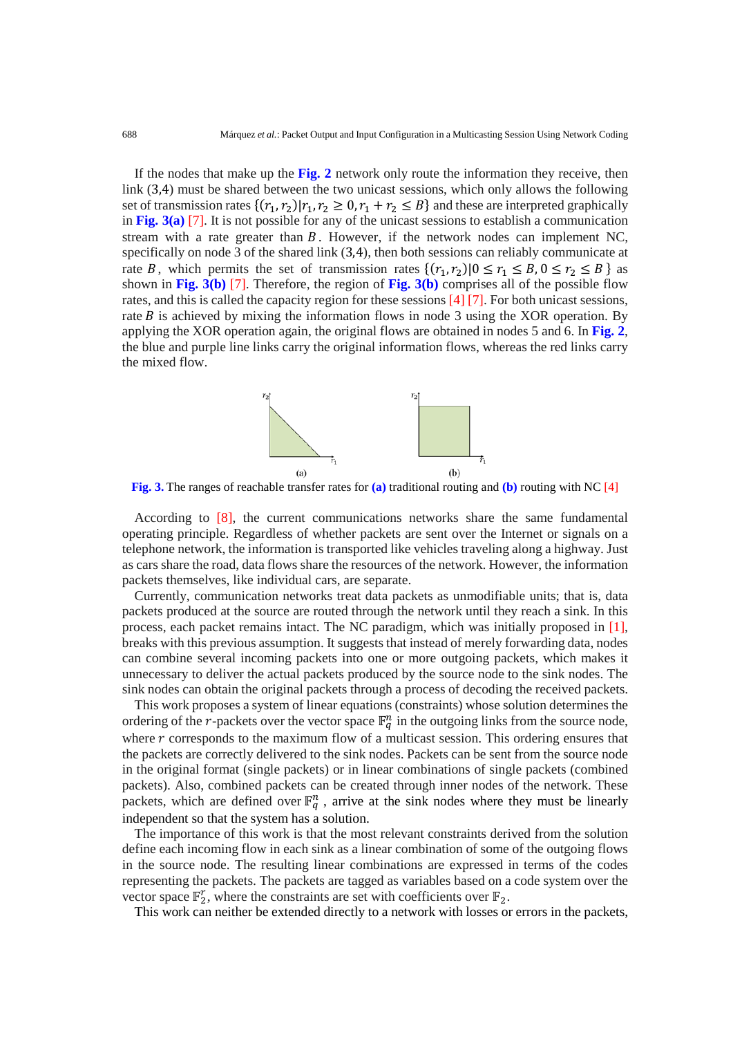If the nodes that make up the **Fig. 2** network only route the information they receive, then link (3,4) must be shared between the two unicast sessions, which only allows the following set of transmission rates $\{(r_1, r_2)|r_1, r_2 \geq 0, r_1 + r_2 \leq B\}$ and these are interpreted graphically in **Fig. 3(a)** [7]. It is not possible for any of the unicast sessions to establish a communication stream with a rate greater than $B$. However, if the network nodes can implement NC, specifically on node 3 of the shared link (3,4), then both sessions can reliably communicate at rate $B$, which permits the set of transmission rates $\{(r_1, r_2)|0 \leq r_1 \leq B, 0 \leq r_2 \leq B\}$ as shown in **Fig. 3(b)** [7]. Therefore, the region of **Fig. 3(b)** comprises all of the possible flow rates, and this is called the capacity region for these sessions [4] [7]. For both unicast sessions, rate $B$ is achieved by mixing the information flows in node 3 using the XOR operation. By applying the XOR operation again, the original flows are obtained in nodes 5 and 6. In **Fig. 2**, the blue and purple line links carry the original information flows, whereas the red links carry the mixed flow.

**Fig. 3.** The ranges of reachable transfer rates for **(a)** traditional routing and **(b)** routing with NC [4]

According to [8], the current communications networks share the same fundamental operating principle. Regardless of whether packets are sent over the Internet or signals on a telephone network, the information is transported like vehicles traveling along a highway. Just as cars share the road, data flows share the resources of the network. However, the information packets themselves, like individual cars, are separate.

Currently, communication networks treat data packets as unmodifiable units; that is, data packets produced at the source are routed through the network until they reach a sink. In this process, each packet remains intact. The NC paradigm, which was initially proposed in [1], breaks with this previous assumption. It suggests that instead of merely forwarding data, nodes can combine several incoming packets into one or more outgoing packets, which makes it unnecessary to deliver the actual packets produced by the source node to the sink nodes. The sink nodes can obtain the original packets through a process of decoding the received packets.

This work proposes a system of linear equations (constraints) whose solution determines the ordering of the $r$-packets over the vector space $\mathbb{F}_q^n$ in the outgoing links from the source node, where $r$ corresponds to the maximum flow of a multicast session. This ordering ensures that the packets are correctly delivered to the sink nodes. Packets can be sent from the source node in the original format (single packets) or in linear combinations of single packets (combined packets). Also, combined packets can be created through inner nodes of the network. These packets, which are defined over $\mathbb{F}_q^n$, arrive at the sink nodes where they must be linearly independent so that the system has a solution.

The importance of this work is that the most relevant constraints derived from the solution define each incoming flow in each sink as a linear combination of some of the outgoing flows in the source node. The resulting linear combinations are expressed in terms of the codes representing the packets. The packets are tagged as variables based on a code system over the vector space $\mathbb{F}_2^r$, where the constraints are set with coefficients over $\mathbb{F}_2$.

This work can neither be extended directly to a network with losses or errors in the packets,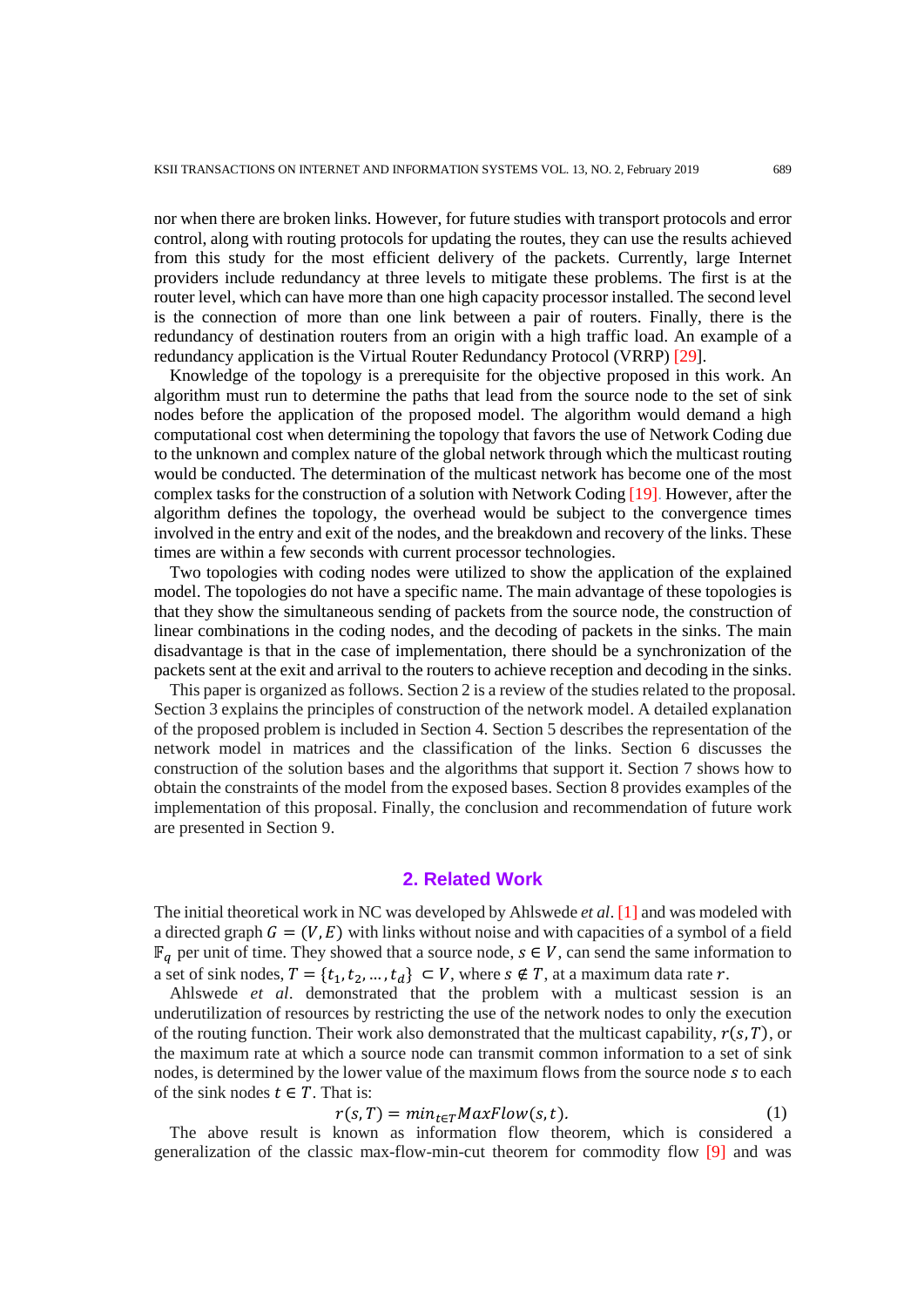nor when there are broken links. However, for future studies with transport protocols and error control, along with routing protocols for updating the routes, they can use the results achieved from this study for the most efficient delivery of the packets. Currently, large Internet providers include redundancy at three levels to mitigate these problems. The first is at the router level, which can have more than one high capacity processor installed. The second level is the connection of more than one link between a pair of routers. Finally, there is the redundancy of destination routers from an origin with a high traffic load. An example of a redundancy application is the Virtual Router Redundancy Protocol (VRRP) [29].

Knowledge of the topology is a prerequisite for the objective proposed in this work. An algorithm must run to determine the paths that lead from the source node to the set of sink nodes before the application of the proposed model. The algorithm would demand a high computational cost when determining the topology that favors the use of Network Coding due to the unknown and complex nature of the global network through which the multicast routing would be conducted. The determination of the multicast network has become one of the most complex tasks for the construction of a solution with Network Coding [19]. However, after the algorithm defines the topology, the overhead would be subject to the convergence times involved in the entry and exit of the nodes, and the breakdown and recovery of the links. These times are within a few seconds with current processor technologies.

Two topologies with coding nodes were utilized to show the application of the explained model. The topologies do not have a specific name. The main advantage of these topologies is that they show the simultaneous sending of packets from the source node, the construction of linear combinations in the coding nodes, and the decoding of packets in the sinks. The main disadvantage is that in the case of implementation, there should be a synchronization of the packets sent at the exit and arrival to the routers to achieve reception and decoding in the sinks.

This paper is organized as follows. Section 2 is a review of the studies related to the proposal. Section 3 explains the principles of construction of the network model. A detailed explanation of the proposed problem is included in Section 4. Section 5 describes the representation of the network model in matrices and the classification of the links. Section 6 discusses the construction of the solution bases and the algorithms that support it. Section 7 shows how to obtain the constraints of the model from the exposed bases. Section 8 provides examples of the implementation of this proposal. Finally, the conclusion and recommendation of future work are presented in Section 9.

## 2. Related Work

The initial theoretical work in NC was developed by Ahlswede *et al*. [1] and was modeled with a directed graph $G = (V, E)$ with links without noise and with capacities of a symbol of a field $\mathbb{F}_q$ per unit of time. They showed that a source node, $s \in V$, can send the same information to a set of sink nodes, $T = \{t_1, t_2, \ldots, t_d\} \subset V$, where $s \notin T$, at a maximum data rate $r$.

Ahlswede *et al*. demonstrated that the problem with a multicast session is an underutilization of resources by restricting the use of the network nodes to only the execution of the routing function. Their work also demonstrated that the multicast capability, $r(s, T)$, or the maximum rate at which a source node can transmit common information to a set of sink nodes, is determined by the lower value of the maximum flows from the source node $s$ to each of the sink nodes $t \in T$. That is:

$$r(s, T) = min_{t \in T} MaxFlow(s, t). \quad (1)$$

The above result is known as information flow theorem, which is considered a generalization of the classic max-flow-min-cut theorem for commodity flow [9] and was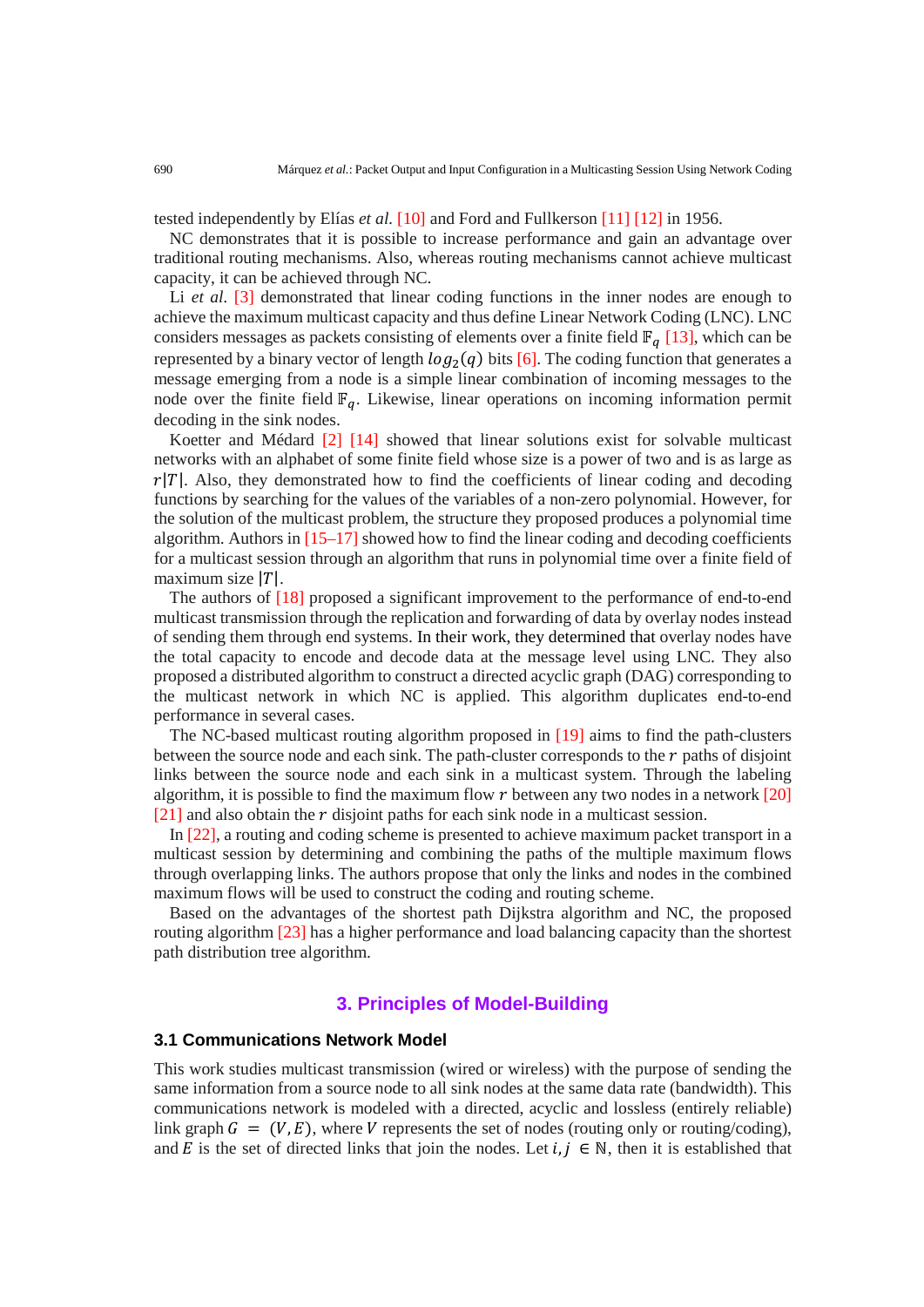tested independently by Elías *et al.* [10] and Ford and Fullkerson [11] [12] in 1956.

NC demonstrates that it is possible to increase performance and gain an advantage over traditional routing mechanisms. Also, whereas routing mechanisms cannot achieve multicast capacity, it can be achieved through NC.

Li *et al.* [3] demonstrated that linear coding functions in the inner nodes are enough to achieve the maximum multicast capacity and thus define Linear Network Coding (LNC). LNC considers messages as packets consisting of elements over a finite field $\mathbb{F}_q$ [13], which can be represented by a binary vector of length $log_2(q)$ bits [6]. The coding function that generates a message emerging from a node is a simple linear combination of incoming messages to the node over the finite field $\mathbb{F}_q$. Likewise, linear operations on incoming information permit decoding in the sink nodes.

Koetter and Médard [2] [14] showed that linear solutions exist for solvable multicast networks with an alphabet of some finite field whose size is a power of two and is as large as $r|T|$. Also, they demonstrated how to find the coefficients of linear coding and decoding functions by searching for the values of the variables of a non-zero polynomial. However, for the solution of the multicast problem, the structure they proposed produces a polynomial time algorithm. Authors in [15–17] showed how to find the linear coding and decoding coefficients for a multicast session through an algorithm that runs in polynomial time over a finite field of maximum size $|T|$.

The authors of [18] proposed a significant improvement to the performance of end-to-end multicast transmission through the replication and forwarding of data by overlay nodes instead of sending them through end systems. In their work, they determined that overlay nodes have the total capacity to encode and decode data at the message level using LNC. They also proposed a distributed algorithm to construct a directed acyclic graph (DAG) corresponding to the multicast network in which NC is applied. This algorithm duplicates end-to-end performance in several cases.

The NC-based multicast routing algorithm proposed in [19] aims to find the path-clusters between the source node and each sink. The path-cluster corresponds to the $r$ paths of disjoint links between the source node and each sink in a multicast system. Through the labeling algorithm, it is possible to find the maximum flow $r$ between any two nodes in a network [20] [21] and also obtain the $r$ disjoint paths for each sink node in a multicast session.

In [22], a routing and coding scheme is presented to achieve maximum packet transport in a multicast session by determining and combining the paths of the multiple maximum flows through overlapping links. The authors propose that only the links and nodes in the combined maximum flows will be used to construct the coding and routing scheme.

Based on the advantages of the shortest path Dijkstra algorithm and NC, the proposed routing algorithm [23] has a higher performance and load balancing capacity than the shortest path distribution tree algorithm.

## 3. Principles of Model-Building

### 3.1 Communications Network Model

This work studies multicast transmission (wired or wireless) with the purpose of sending the same information from a source node to all sink nodes at the same data rate (bandwidth). This communications network is modeled with a directed, acyclic and lossless (entirely reliable) link graph $G = (V, E)$, where $V$ represents the set of nodes (routing only or routing/coding), and $E$ is the set of directed links that join the nodes. Let $i, j \in \mathbb{N}$, then it is established that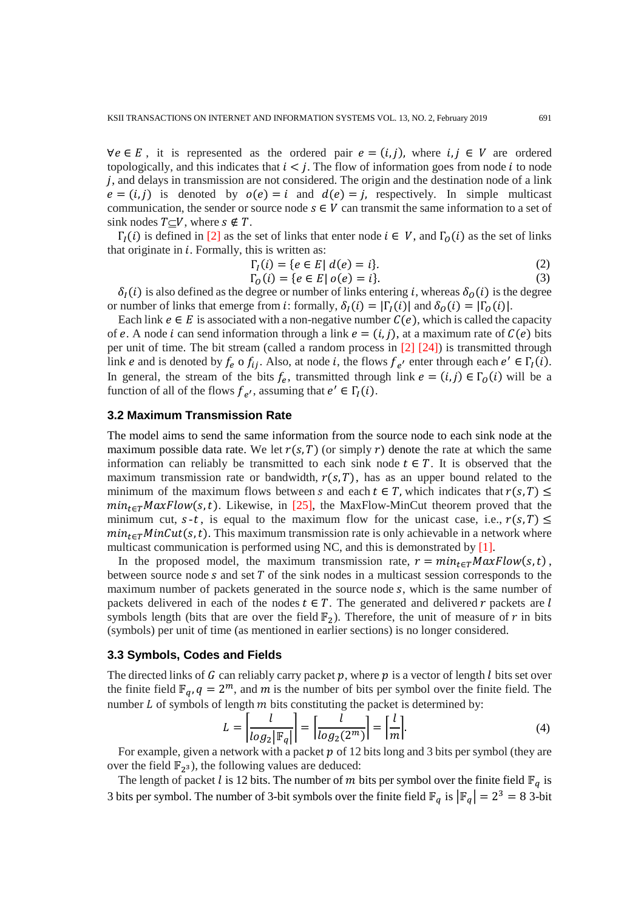$\forall e \in E$, it is represented as the ordered pair $e = (i, j)$, where $i, j \in V$ are ordered topologically, and this indicates that $i < j$. The flow of information goes from node $i$ to node $j$, and delays in transmission are not considered. The origin and the destination node of a link $e = (i, j)$ is denoted by $o(e) = i$ and $d(e) = j$, respectively. In simple multicast communication, the sender or source node $s \in V$ can transmit the same information to a set of sink nodes $T \subseteq V$, where $s \notin T$.

$\Gamma_I(i)$ is defined in [2] as the set of links that enter node $i \in V$, and $\Gamma_O(i)$ as the set of links that originate in $i$. Formally, this is written as:

$$\Gamma_I(i) = \{e \in E | \, d(e) = i\}. \tag{2}$$

$$\Gamma_O(i) = \{e \in E | \, o(e) = i\}. \tag{3}$$

$\delta_I(i)$ is also defined as the degree or number of links entering $i$, whereas $\delta_O(i)$ is the degree or number of links that emerge from $i$: formally, $\delta_I(i) = |\Gamma_I(i)|$ and $\delta_O(i) = |\Gamma_O(i)|$.

Each link $e \in E$ is associated with a non-negative number $C(e)$, which is called the capacity of $e$. A node $i$ can send information through a link $e = (i, j)$, at a maximum rate of $C(e)$ bits per unit of time. The bit stream (called a random process in [2] [24]) is transmitted through link $e$ and is denoted by $f_e$ o $f_{ij}$. Also, at node $i$, the flows $f_{e'}$ enter through each $e' \in \Gamma_I(i)$. In general, the stream of the bits $f_e$, transmitted through link $e = (i, j) \in \Gamma_O(i)$ will be a function of all of the flows $f_{e'}$, assuming that $e' \in \Gamma_I(i)$.

### 3.2 Maximum Transmission Rate

The model aims to send the same information from the source node to each sink node at the maximum possible data rate. We let $r(s, T)$ (or simply $r$) denote the rate at which the same information can reliably be transmitted to each sink node $t \in T$. It is observed that the maximum transmission rate or bandwidth, $r(s, T)$, has as an upper bound related to the minimum of the maximum flows between $s$ and each $t \in T$, which indicates that $r(s, T) \leq min_{t \in T} MaxFlow(s, t)$. Likewise, in [25], the MaxFlow-MinCut theorem proved that the minimum cut, $s$-$t$, is equal to the maximum flow for the unicast case, i.e., $r(s, T) \leq min_{t \in T} MinCut(s, t)$. This maximum transmission rate is only achievable in a network where multicast communication is performed using NC, and this is demonstrated by [1].

In the proposed model, the maximum transmission rate, $r = min_{t \in T} MaxFlow(s, t)$, between source node $s$ and set $T$ of the sink nodes in a multicast session corresponds to the maximum number of packets generated in the source node $s$, which is the same number of packets delivered in each of the nodes $t \in T$. The generated and delivered $r$ packets are $l$ symbols length (bits that are over the field $\mathbb{F}_2$). Therefore, the unit of measure of $r$ in bits (symbols) per unit of time (as mentioned in earlier sections) is no longer considered.

### 3.3 Symbols, Codes and Fields

The directed links of $G$ can reliably carry packet $p$, where $p$ is a vector of length $l$ bits set over the finite field $\mathbb{F}_q$, $q = 2^m$, and $m$ is the number of bits per symbol over the finite field. The number $L$ of symbols of length $m$ bits constituting the packet is determined by:

$$L = \left\lceil \frac{l}{log_2 |\mathbb{F}_q|} \right\rceil = \left\lceil \frac{l}{log_2(2^m)} \right\rceil = \left\lceil \frac{l}{m} \right\rceil. \tag{4}$$

For example, given a network with a packet $p$ of 12 bits long and 3 bits per symbol (they are over the field $\mathbb{F}_{2^3}$), the following values are deduced:

The length of packet $l$ is 12 bits. The number of $m$ bits per symbol over the finite field $\mathbb{F}_q$ is 3 bits per symbol. The number of 3-bit symbols over the finite field $\mathbb{F}_q$ is $|\mathbb{F}_q| = 2^3 = 8$ 3-bit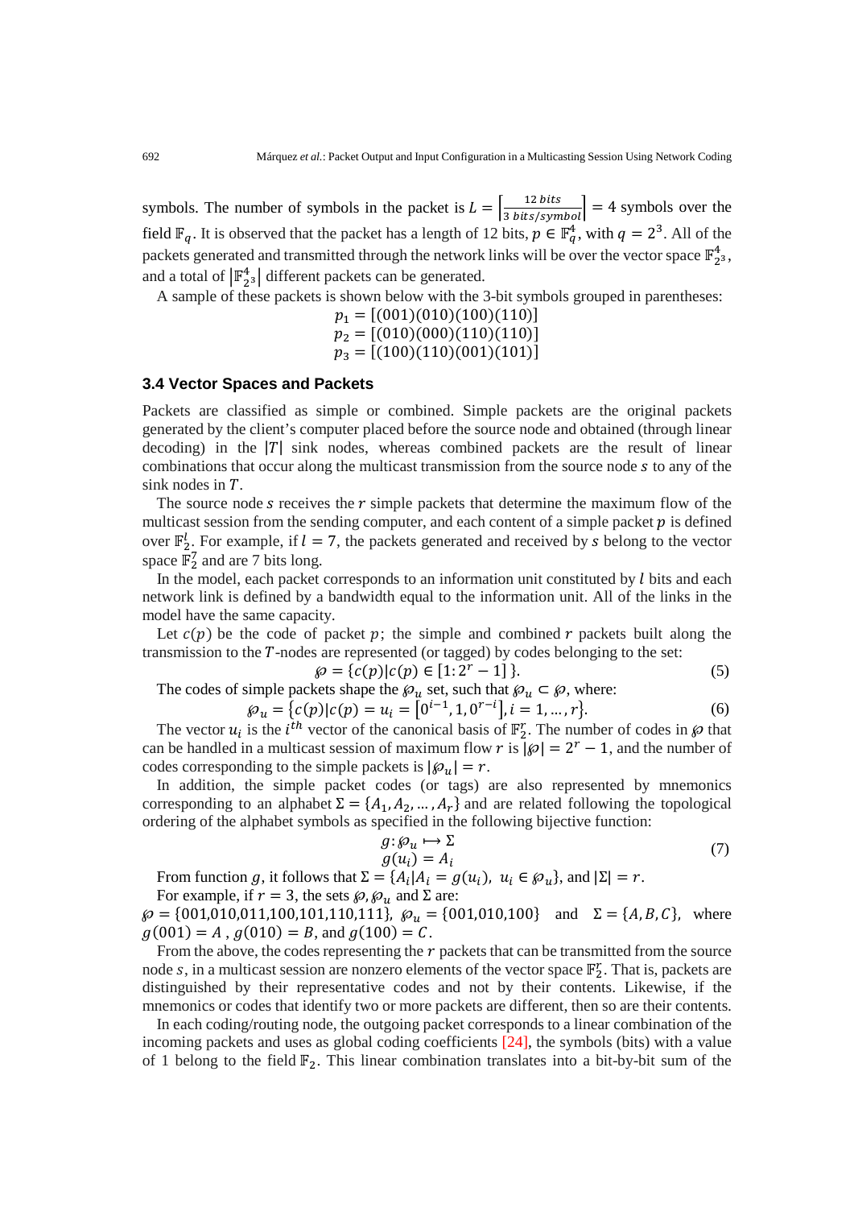symbols. The number of symbols in the packet is $L = \left\lceil \frac{12\ bits}{3\ bits/symbol} \right\rceil = 4$ symbols over the field $\mathbb{F}_q$. It is observed that the packet has a length of 12 bits, $p \in \mathbb{F}_q^4$, with $q = 2^3$. All of the packets generated and transmitted through the network links will be over the vector space $\mathbb{F}_{2^3}^4$, and a total of $\left|\mathbb{F}_{2^3}^4\right|$ different packets can be generated.

A sample of these packets is shown below with the 3-bit symbols grouped in parentheses:

$$p_1 = [(001)(010)(100)(110)]$$
$$p_2 = [(010)(000)(110)(110)]$$
$$p_3 = [(100)(110)(001)(101)]$$

### 3.4 Vector Spaces and Packets

Packets are classified as simple or combined. Simple packets are the original packets generated by the client's computer placed before the source node and obtained (through linear decoding) in the $|T|$ sink nodes, whereas combined packets are the result of linear combinations that occur along the multicast transmission from the source node $s$ to any of the sink nodes in $T$.

The source node $s$ receives the $r$ simple packets that determine the maximum flow of the multicast session from the sending computer, and each content of a simple packet $p$ is defined over $\mathbb{F}_2^l$. For example, if $l = 7$, the packets generated and received by $s$ belong to the vector space $\mathbb{F}_2^7$ and are 7 bits long.

In the model, each packet corresponds to an information unit constituted by $l$ bits and each network link is defined by a bandwidth equal to the information unit. All of the links in the model have the same capacity.

Let $c(p)$ be the code of packet $p$; the simple and combined $r$ packets built along the transmission to the $T$-nodes are represented (or tagged) by codes belonging to the set:

$$\wp = \{c(p) | c(p) \in [1{:}\,2^r - 1]\}. \tag{5}$$

The codes of simple packets shape the $\wp_u$ set, such that $\wp_u \subset \wp$, where:

$$\wp_u = \{c(p) | c(p) = u_i = [0^{i-1}, 1, 0^{r-i}], i = 1, \dots, r\}. \tag{6}$$

The vector $u_i$ is the $i^{th}$ vector of the canonical basis of $\mathbb{F}_2^r$. The number of codes in $\wp$ that can be handled in a multicast session of maximum flow $r$ is $|\wp| = 2^r - 1$, and the number of codes corresponding to the simple packets is $|\wp_u| = r$.

In addition, the simple packet codes (or tags) are also represented by mnemonics corresponding to an alphabet $\Sigma = \{A_1, A_2, \dots, A_r\}$ and are related following the topological ordering of the alphabet symbols as specified in the following bijective function:

$$\begin{aligned} g&: \wp_u \mapsto \Sigma \\ g&(u_i) = A_i \end{aligned} \tag{7}$$

From function $g$, it follows that $\Sigma = \{A_i | A_i = g(u_i),\ u_i \in \wp_u\}$, and $|\Sigma| = r$.

For example, if $r = 3$, the sets $\wp, \wp_u$ and $\Sigma$ are:
$\wp = \{001, 010, 011, 100, 101, 110, 111\}$, $\wp_u = \{001, 010, 100\}$ and $\Sigma = \{A, B, C\}$, where $g(001) = A$, $g(010) = B$, and $g(100) = C$.

From the above, the codes representing the $r$ packets that can be transmitted from the source node $s$, in a multicast session are nonzero elements of the vector space $\mathbb{F}_2^r$. That is, packets are distinguished by their representative codes and not by their contents. Likewise, if the mnemonics or codes that identify two or more packets are different, then so are their contents.

In each coding/routing node, the outgoing packet corresponds to a linear combination of the incoming packets and uses as global coding coefficients [24], the symbols (bits) with a value of 1 belong to the field $\mathbb{F}_2$. This linear combination translates into a bit-by-bit sum of the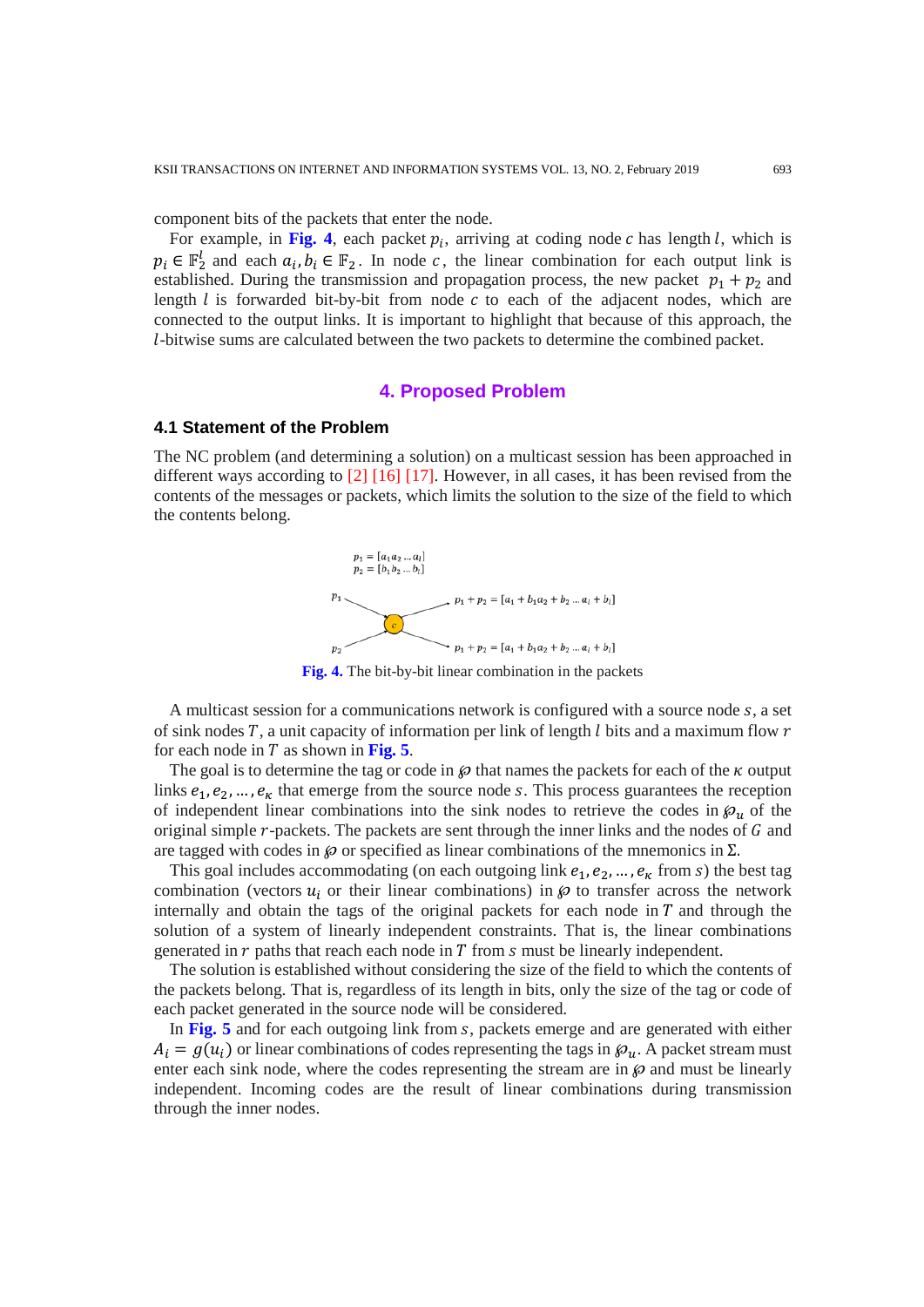component bits of the packets that enter the node.

For example, in **Fig. 4**, each packet $p_i$, arriving at coding node $c$ has length $l$, which is $p_i \in \mathbb{F}_2^l$ and each $a_i, b_i \in \mathbb{F}_2$. In node $c$, the linear combination for each output link is established. During the transmission and propagation process, the new packet $p_1 + p_2$ and length $l$ is forwarded bit-by-bit from node $c$ to each of the adjacent nodes, which are connected to the output links. It is important to highlight that because of this approach, the $l$-bitwise sums are calculated between the two packets to determine the combined packet.

## 4. Proposed Problem

### 4.1 Statement of the Problem

The NC problem (and determining a solution) on a multicast session has been approached in different ways according to [2] [16] [17]. However, in all cases, it has been revised from the contents of the messages or packets, which limits the solution to the size of the field to which the contents belong.

$p_1 = [a_1 a_2 \dots a_l]$
$p_2 = [b_1 b_2 \dots b_l]$

$p_1 + p_2 = [a_1 + b_1 a_2 + b_2 \dots a_l + b_l]$

**Fig. 4.** The bit-by-bit linear combination in the packets

A multicast session for a communications network is configured with a source node $s$, a set of sink nodes $T$, a unit capacity of information per link of length $l$ bits and a maximum flow $r$ for each node in $T$ as shown in **Fig. 5**.

The goal is to determine the tag or code in $\wp$ that names the packets for each of the $\kappa$ output links $e_1, e_2, \dots, e_\kappa$ that emerge from the source node $s$. This process guarantees the reception of independent linear combinations into the sink nodes to retrieve the codes in $\wp_u$ of the original simple $r$-packets. The packets are sent through the inner links and the nodes of $G$ and are tagged with codes in $\wp$ or specified as linear combinations of the mnemonics in $\Sigma$.

This goal includes accommodating (on each outgoing link $e_1, e_2, \dots, e_\kappa$ from $s$) the best tag combination (vectors $u_i$ or their linear combinations) in $\wp$ to transfer across the network internally and obtain the tags of the original packets for each node in $T$ and through the solution of a system of linearly independent constraints. That is, the linear combinations generated in $r$ paths that reach each node in $T$ from $s$ must be linearly independent.

The solution is established without considering the size of the field to which the contents of the packets belong. That is, regardless of its length in bits, only the size of the tag or code of each packet generated in the source node will be considered.

In **Fig. 5** and for each outgoing link from $s$, packets emerge and are generated with either $A_i = g(u_i)$ or linear combinations of codes representing the tags in $\wp_u$. A packet stream must enter each sink node, where the codes representing the stream are in $\wp$ and must be linearly independent. Incoming codes are the result of linear combinations during transmission through the inner nodes.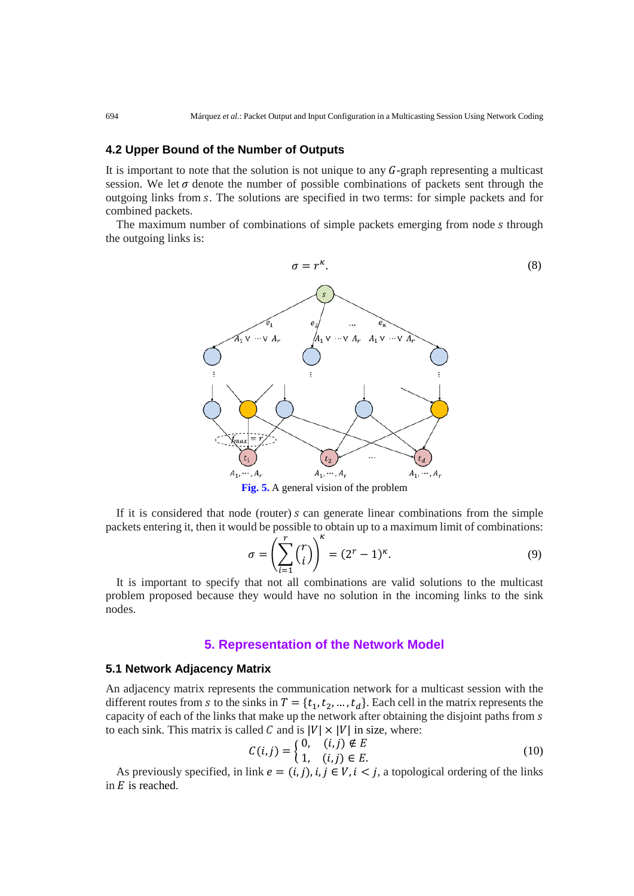### 4.2 Upper Bound of the Number of Outputs

It is important to note that the solution is not unique to any $G$-graph representing a multicast session. We let $\sigma$ denote the number of possible combinations of packets sent through the outgoing links from $s$. The solutions are specified in two terms: for simple packets and for combined packets.

The maximum number of combinations of simple packets emerging from node $s$ through the outgoing links is:

$$\sigma = r^{\kappa}. \tag{8}$$

**Fig. 5.** A general vision of the problem

If it is considered that node (router) $s$ can generate linear combinations from the simple packets entering it, then it would be possible to obtain up to a maximum limit of combinations:

$$\sigma = \left( \sum_{i=1}^{r} \binom{r}{i} \right)^{\kappa} = (2^{r} - 1)^{\kappa}. \tag{9}$$

It is important to specify that not all combinations are valid solutions to the multicast problem proposed because they would have no solution in the incoming links to the sink nodes.

## 5. Representation of the Network Model

### 5.1 Network Adjacency Matrix

An adjacency matrix represents the communication network for a multicast session with the different routes from $s$ to the sinks in $T = \{t_1, t_2, \ldots, t_d\}$. Each cell in the matrix represents the capacity of each of the links that make up the network after obtaining the disjoint paths from $s$ to each sink. This matrix is called $C$ and is $|V| \times |V|$ in size, where:

$$C(i,j) = \begin{cases} 0, & (i,j) \notin E \\ 1, & (i,j) \in E. \end{cases} \tag{10}$$

As previously specified, in link $e = (i,j), i,j \in V, i < j$, a topological ordering of the links in $E$ is reached.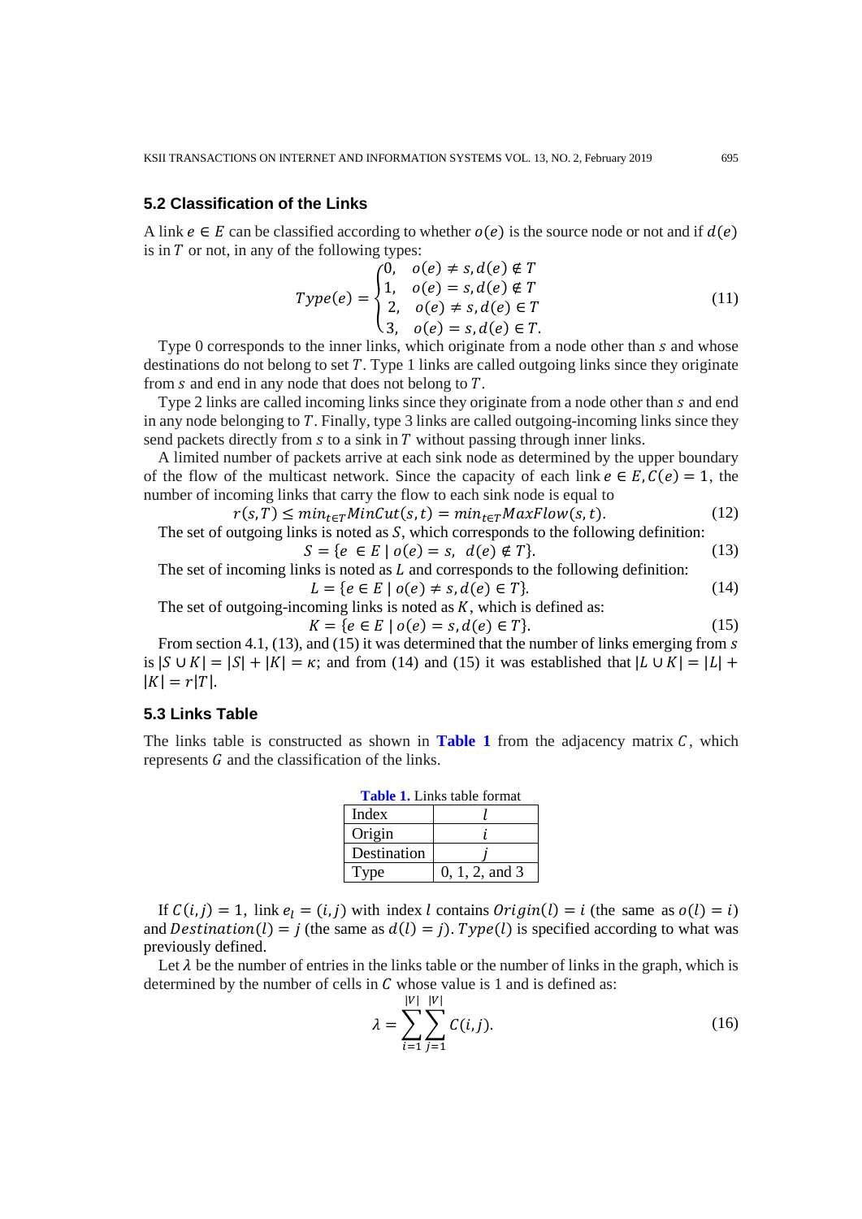### 5.2 Classification of the Links

A link $e \in E$ can be classified according to whether $o(e)$ is the source node or not and if $d(e)$ is in $T$ or not, in any of the following types:

$$Type(e) = \begin{cases} 0, & o(e) \neq s, d(e) \notin T \\ 1, & o(e) = s, d(e) \notin T \\ 2, & o(e) \neq s, d(e) \in T \\ 3, & o(e) = s, d(e) \in T. \end{cases} \tag{11}$$

Type 0 corresponds to the inner links, which originate from a node other than $s$ and whose destinations do not belong to set $T$. Type 1 links are called outgoing links since they originate from $s$ and end in any node that does not belong to $T$.

Type 2 links are called incoming links since they originate from a node other than $s$ and end in any node belonging to $T$. Finally, type 3 links are called outgoing-incoming links since they send packets directly from $s$ to a sink in $T$ without passing through inner links.

A limited number of packets arrive at each sink node as determined by the upper boundary of the flow of the multicast network. Since the capacity of each link $e \in E, C(e) = 1$, the number of incoming links that carry the flow to each sink node is equal to

$$r(s,T) \leq min_{t \in T} MinCut(s,t) = min_{t \in T} MaxFlow(s,t). \tag{12}$$

The set of outgoing links is noted as $S$, which corresponds to the following definition:

$$S = \{e \in E \mid o(e) = s, \ d(e) \notin T\}. \tag{13}$$

The set of incoming links is noted as $L$ and corresponds to the following definition:

$$L = \{e \in E \mid o(e) \neq s, d(e) \in T\}. \tag{14}$$

The set of outgoing-incoming links is noted as $K$, which is defined as:

$$K = \{e \in E \mid o(e) = s, d(e) \in T\}. \tag{15}$$

From section 4.1, (13), and (15) it was determined that the number of links emerging from $s$ is $|S \cup K| = |S| + |K| = \kappa$; and from (14) and (15) it was established that $|L \cup K| = |L| + |K| = r|T|$.

### 5.3 Links Table

The links table is constructed as shown in **Table 1** from the adjacency matrix $C$, which represents $G$ and the classification of the links.

**Table 1.** Links table format

| Index | $l$ |
|---|---|
| Origin | $i$ |
| Destination | $j$ |
| Type | 0, 1, 2, and 3 |

If $C(i,j) = 1$, link $e_l = (i,j)$ with index $l$ contains $Origin(l) = i$ (the same as $o(l) = i$) and $Destination(l) = j$ (the same as $d(l) = j$). $Type(l)$ is specified according to what was previously defined.

Let $\lambda$ be the number of entries in the links table or the number of links in the graph, which is determined by the number of cells in $C$ whose value is 1 and is defined as:

$$\lambda = \sum_{i=1}^{|V|} \sum_{j=1}^{|V|} C(i,j). \tag{16}$$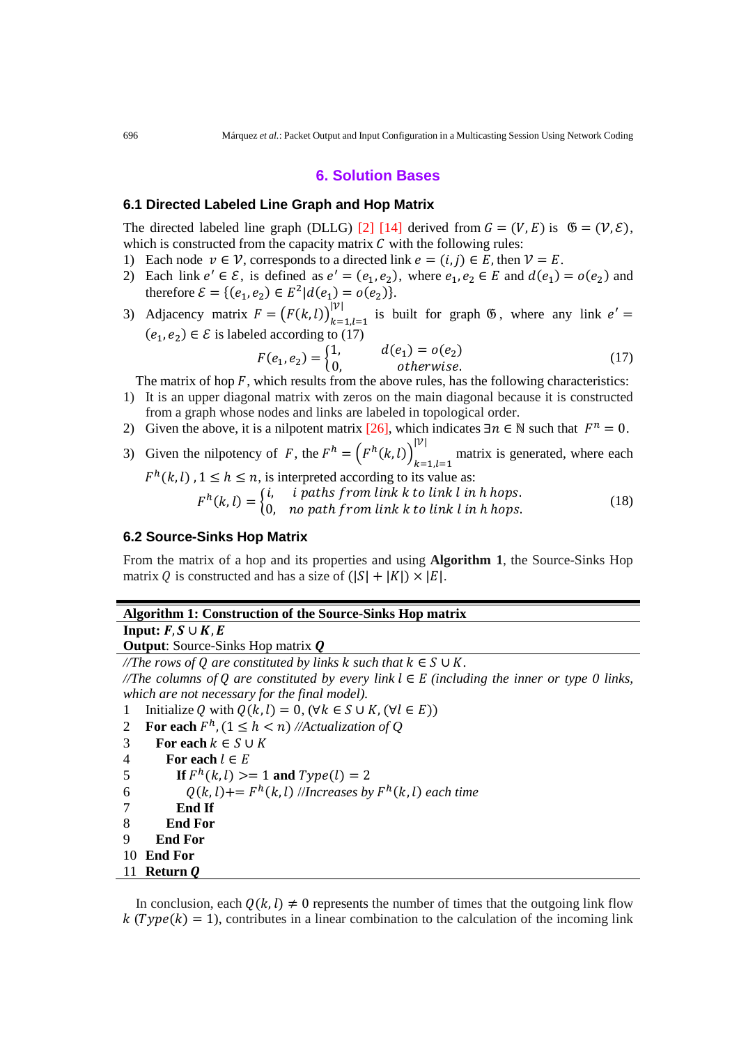## 6. Solution Bases

### 6.1 Directed Labeled Line Graph and Hop Matrix

The directed labeled line graph (DLLG) [2] [14] derived from $G = (V, E)$ is $\mathfrak{G} = (\mathcal{V}, \mathcal{E})$, which is constructed from the capacity matrix $C$ with the following rules:

1) Each node $v \in \mathcal{V}$, corresponds to a directed link $e = (i, j) \in E$, then $\mathcal{V} = E$.
2) Each link $e' \in \mathcal{E}$, is defined as $e' = (e_1, e_2)$, where $e_1, e_2 \in E$ and $d(e_1) = o(e_2)$ and therefore $\mathcal{E} = \{(e_1, e_2) \in E^2 | d(e_1) = o(e_2)\}$.
3) Adjacency matrix $F = \left(F(k,l)\right)_{k=1,l=1}^{|\mathcal{V}|}$ is built for graph $\mathfrak{G}$, where any link $e' = (e_1, e_2) \in \mathcal{E}$ is labeled according to (17)

$$F(e_1, e_2) = \begin{cases} 1, & d(e_1) = o(e_2) \\ 0, & otherwise. \end{cases} \tag{17}$$

The matrix of hop $F$, which results from the above rules, has the following characteristics:

1) It is an upper diagonal matrix with zeros on the main diagonal because it is constructed from a graph whose nodes and links are labeled in topological order.
2) Given the above, it is a nilpotent matrix [26], which indicates $\exists n \in \mathbb{N}$ such that $F^n = 0$.
3) Given the nilpotency of $F$, the $F^h = \left(F^h(k,l)\right)_{k=1,l=1}^{|\mathcal{V}|}$ matrix is generated, where each $F^h(k,l)$, $1 \leq h \leq n$, is interpreted according to its value as:

$$F^h(k,l) = \begin{cases} i, & i \text{ paths from link } k \text{ to link } l \text{ in } h \text{ hops.} \\ 0, & \text{no path from link } k \text{ to link } l \text{ in } h \text{ hops.} \end{cases} \tag{18}$$

### 6.2 Source-Sinks Hop Matrix

From the matrix of a hop and its properties and using **Algorithm 1**, the Source-Sinks Hop matrix $Q$ is constructed and has a size of $(|S| + |K|) \times |E|$.

**Algorithm 1: Construction of the Source-Sinks Hop matrix**

**Input:** $\boldsymbol{F}, \boldsymbol{S} \cup \boldsymbol{K}, \boldsymbol{E}$

**Output**: Source-Sinks Hop matrix $\boldsymbol{Q}$

```
//The rows of Q are constituted by links k such that k ∈ S ∪ K.
//The columns of Q are constituted by every link l ∈ E (including the inner or type 0 links,
which are not necessary for the final model).
1   Initialize Q with Q(k,l) = 0, (∀k ∈ S ∪ K, (∀l ∈ E))
2   For each F^h, (1 ≤ h < n) //Actualization of Q
3      For each k ∈ S ∪ K
4         For each l ∈ E
5            If F^h(k,l) >= 1 and Type(l) = 2
6               Q(k,l) += F^h(k,l) //Increases by F^h(k,l) each time
7            End If
8         End For
9      End For
10  End For
11  Return Q
```

In conclusion, each $Q(k,l) \neq 0$ represents the number of times that the outgoing link flow $k$ ($Type(k) = 1$), contributes in a linear combination to the calculation of the incoming link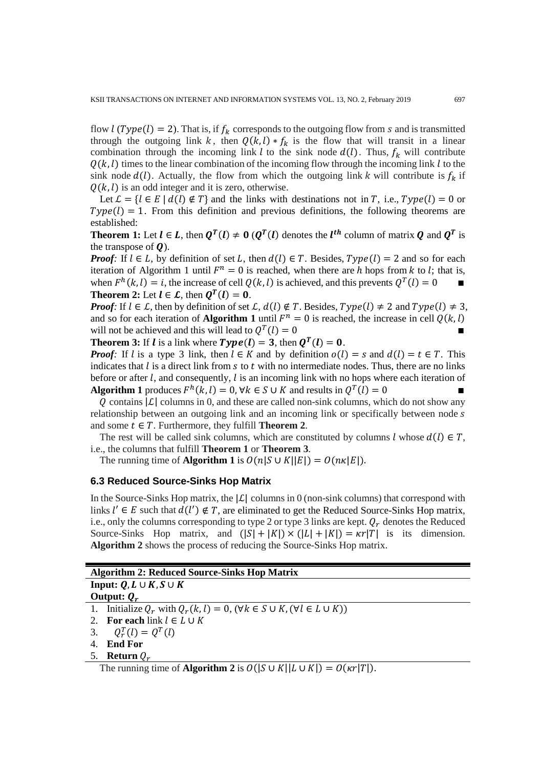flow $l$ ($Type(l) = 2$). That is, if $f_k$ corresponds to the outgoing flow from $s$ and is transmitted through the outgoing link $k$, then $Q(k,l) * f_k$ is the flow that will transit in a linear combination through the incoming link $l$ to the sink node $d(l)$. Thus, $f_k$ will contribute $Q(k,l)$ times to the linear combination of the incoming flow through the incoming link $l$ to the sink node $d(l)$. Actually, the flow from which the outgoing link $k$ will contribute is $f_k$ if $Q(k,l)$ is an odd integer and it is zero, otherwise.

Let $\mathcal{L} = \{l \in E \mid d(l) \notin T\}$ and the links with destinations not in $T$, i.e., $Type(l) = 0$ or $Type(l) = 1$. From this definition and previous definitions, the following theorems are established:

**Theorem 1:** Let $\boldsymbol{l} \in \boldsymbol{L}$, then $\boldsymbol{Q}^{\boldsymbol{T}}(\boldsymbol{l}) \neq \boldsymbol{0}$ ($\boldsymbol{Q}^{\boldsymbol{T}}(\boldsymbol{l})$ denotes the $\boldsymbol{l}^{\boldsymbol{th}}$ column of matrix $\boldsymbol{Q}$ and $\boldsymbol{Q}^{\boldsymbol{T}}$ is the transpose of $\boldsymbol{Q}$).

***Proof:*** If $l \in L$, by definition of set $L$, then $d(l) \in T$. Besides, $Type(l) = 2$ and so for each iteration of Algorithm 1 until $F^n = 0$ is reached, when there are $h$ hops from $k$ to $l$; that is, when $F^h(k,l) = i$, the increase of cell $Q(k,l)$ is achieved, and this prevents $Q^T(l) = 0$ ■

**Theorem 2:** Let $\boldsymbol{l} \in \boldsymbol{\mathcal{L}}$, then $\boldsymbol{Q}^{\boldsymbol{T}}(\boldsymbol{l}) = \boldsymbol{0}$.

***Proof:*** If $l \in \mathcal{L}$, then by definition of set $\mathcal{L}$, $d(l) \notin T$. Besides, $Type(l) \neq 2$ and $Type(l) \neq 3$, and so for each iteration of **Algorithm 1** until $F^n = 0$ is reached, the increase in cell $Q(k,l)$ will not be achieved and this will lead to $Q^T(l) = 0$ ■

**Theorem 3:** If $\boldsymbol{l}$ is a link where $\boldsymbol{Type}(\boldsymbol{l}) = \boldsymbol{3}$, then $\boldsymbol{Q}^{\boldsymbol{T}}(\boldsymbol{l}) = \boldsymbol{0}$.

***Proof:*** If $l$ is a type 3 link, then $l \in K$ and by definition $o(l) = s$ and $d(l) = t \in T$. This indicates that $l$ is a direct link from $s$ to $t$ with no intermediate nodes. Thus, there are no links before or after $l$, and consequently, $l$ is an incoming link with no hops where each iteration of **Algorithm 1** produces $F^h(k,l) = 0, \forall k \in S \cup K$ and results in $Q^T(l) = 0$ ■

$Q$ contains $|\mathcal{L}|$ columns in 0, and these are called non-sink columns, which do not show any relationship between an outgoing link and an incoming link or specifically between node $s$ and some $t \in T$. Furthermore, they fulfill **Theorem 2**.

The rest will be called sink columns, which are constituted by columns $l$ whose $d(l) \in T$, i.e., the columns that fulfill **Theorem 1** or **Theorem 3**.

The running time of **Algorithm 1** is $O(n|S \cup K||E|) = O(n\kappa|E|)$.

### 6.3 Reduced Source-Sinks Hop Matrix

In the Source-Sinks Hop matrix, the $|\mathcal{L}|$ columns in 0 (non-sink columns) that correspond with links $l' \in E$ such that $d(l') \notin T$, are eliminated to get the Reduced Source-Sinks Hop matrix, i.e., only the columns corresponding to type 2 or type 3 links are kept. $Q_r$ denotes the Reduced Source-Sinks Hop matrix, and $(|S| + |K|) \times (|L| + |K|) = \kappa r|T|$ is its dimension. **Algorithm 2** shows the process of reducing the Source-Sinks Hop matrix.

**Algorithm 2: Reduced Source-Sinks Hop Matrix**

**Input:** $\boldsymbol{Q}, \boldsymbol{L} \cup \boldsymbol{K}, \boldsymbol{S} \cup \boldsymbol{K}$

**Output:** $\boldsymbol{Q_r}$

1. Initialize $Q_r$ with $Q_r(k,l) = 0$, $(\forall k \in S \cup K, (\forall l \in L \cup K))$
2. **For each** link $l \in L \cup K$
3. $\quad Q_r^T(l) = Q^T(l)$
4. **End For**
5. **Return** $Q_r$

The running time of **Algorithm 2** is $O(|S \cup K||L \cup K|) = O(\kappa r|T|)$.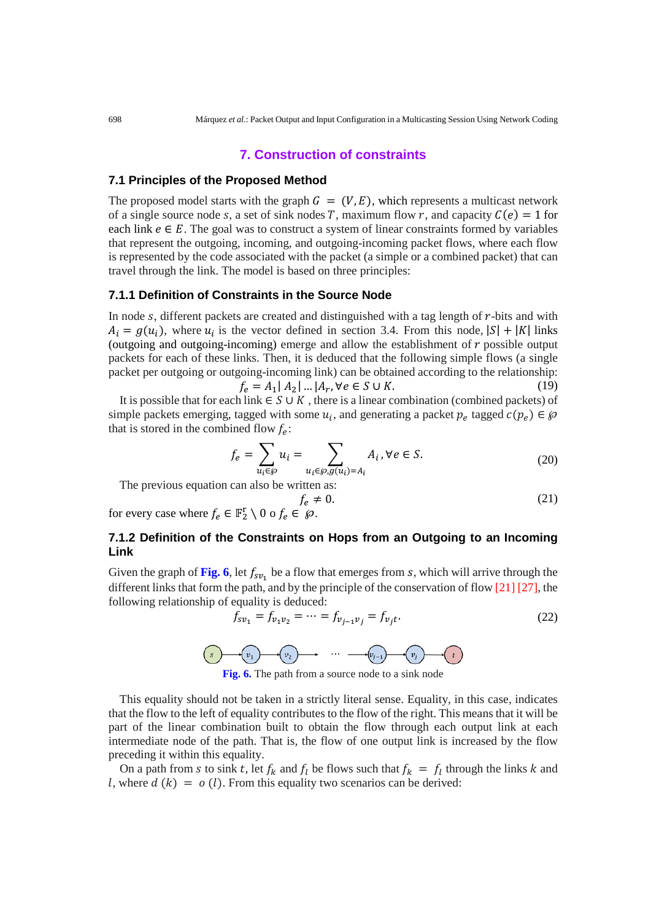## 7. Construction of constraints

### 7.1 Principles of the Proposed Method

The proposed model starts with the graph $G = (V, E)$, which represents a multicast network of a single source node $s$, a set of sink nodes $T$, maximum flow $r$, and capacity $C(e) = 1$ for each link $e \in E$. The goal was to construct a system of linear constraints formed by variables that represent the outgoing, incoming, and outgoing-incoming packet flows, where each flow is represented by the code associated with the packet (a simple or a combined packet) that can travel through the link. The model is based on three principles:

#### 7.1.1 Definition of Constraints in the Source Node

In node $s$, different packets are created and distinguished with a tag length of $r$-bits and with $A_i = g(u_i)$, where $u_i$ is the vector defined in section 3.4. From this node, $|S| + |K|$ links (outgoing and outgoing-incoming) emerge and allow the establishment of $r$ possible output packets for each of these links. Then, it is deduced that the following simple flows (a single packet per outgoing or outgoing-incoming link) can be obtained according to the relationship:

$$f_e = A_1 | \, A_2 \, | \ldots | A_r, \forall e \in S \cup K. \tag{19}$$

It is possible that for each link $\in S \cup K$ , there is a linear combination (combined packets) of simple packets emerging, tagged with some $u_i$, and generating a packet $p_e$ tagged $c(p_e) \in \wp$ that is stored in the combined flow $f_e$:

$$f_e = \sum_{u_i \in \wp} u_i = \sum_{u_i \in \wp, g(u_i) = A_i} A_i, \forall e \in S. \tag{20}$$

The previous equation can also be written as:

$$f_e \neq 0. \tag{21}$$

for every case where $f_e \in \mathbb{F}_2^r \setminus 0$ o $f_e \in \wp$.

#### 7.1.2 Definition of the Constraints on Hops from an Outgoing to an Incoming Link

Given the graph of **Fig. 6**, let $f_{sv_1}$ be a flow that emerges from $s$, which will arrive through the different links that form the path, and by the principle of the conservation of flow [21] [27], the following relationship of equality is deduced:

$$f_{sv_1} = f_{v_1 v_2} = \cdots = f_{v_{j-1} v_j} = f_{v_j t}. \tag{22}$$

**Fig. 6.** The path from a source node to a sink node

This equality should not be taken in a strictly literal sense. Equality, in this case, indicates that the flow to the left of equality contributes to the flow of the right. This means that it will be part of the linear combination built to obtain the flow through each output link at each intermediate node of the path. That is, the flow of one output link is increased by the flow preceding it within this equality.

On a path from $s$ to sink $t$, let $f_k$ and $f_l$ be flows such that $f_k = f_l$ through the links $k$ and $l$, where $d(k) = o(l)$. From this equality two scenarios can be derived: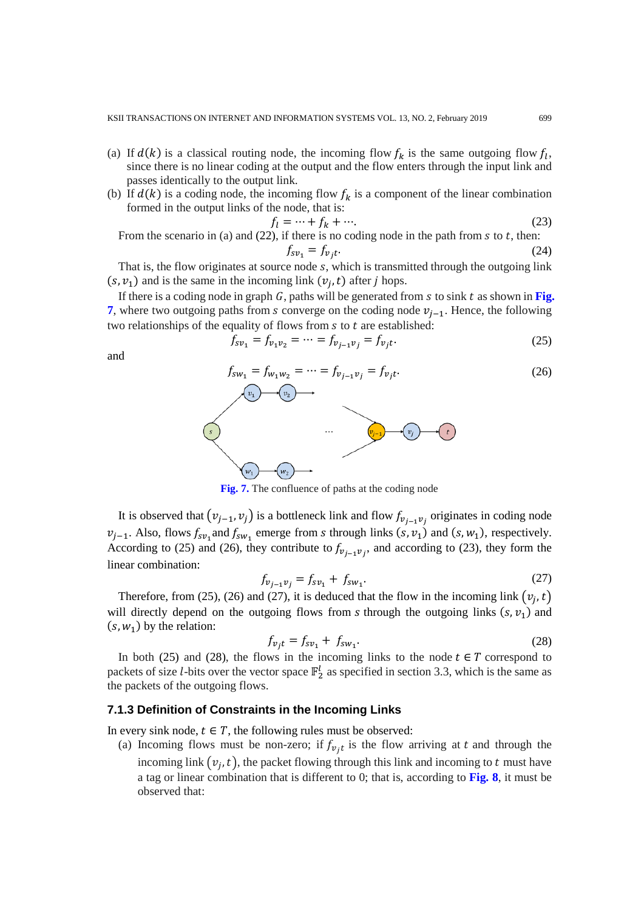(a) If $d(k)$ is a classical routing node, the incoming flow $f_k$ is the same outgoing flow $f_l$, since there is no linear coding at the output and the flow enters through the input link and passes identically to the output link.

(b) If $d(k)$ is a coding node, the incoming flow $f_k$ is a component of the linear combination formed in the output links of the node, that is:

$$f_l = \cdots + f_k + \cdots. \tag{23}$$

From the scenario in (a) and (22), if there is no coding node in the path from $s$ to $t$, then:

$$f_{sv_1} = f_{v_j t}. \tag{24}$$

That is, the flow originates at source node $s$, which is transmitted through the outgoing link $(s, v_1)$ and is the same in the incoming link $(v_j, t)$ after $j$ hops.

If there is a coding node in graph $G$, paths will be generated from $s$ to sink $t$ as shown in **Fig. 7**, where two outgoing paths from $s$ converge on the coding node $v_{j-1}$. Hence, the following two relationships of the equality of flows from $s$ to $t$ are established:

$$f_{sv_1} = f_{v_1 v_2} = \cdots = f_{v_{j-1} v_j} = f_{v_j t}. \tag{25}$$

and

$$f_{sw_1} = f_{w_1 w_2} = \cdots = f_{v_{j-1} v_j} = f_{v_j t}. \tag{26}$$

**Fig. 7.** The confluence of paths at the coding node

It is observed that $(v_{j-1}, v_j)$ is a bottleneck link and flow $f_{v_{j-1} v_j}$ originates in coding node $v_{j-1}$. Also, flows $f_{sv_1}$ and $f_{sw_1}$ emerge from $s$ through links $(s, v_1)$ and $(s, w_1)$, respectively. According to (25) and (26), they contribute to $f_{v_{j-1} v_j}$, and according to (23), they form the linear combination:

$$f_{v_{j-1} v_j} = f_{sv_1} + f_{sw_1}. \tag{27}$$

Therefore, from (25), (26) and (27), it is deduced that the flow in the incoming link $(v_j, t)$ will directly depend on the outgoing flows from $s$ through the outgoing links $(s, v_1)$ and $(s, w_1)$ by the relation:

$$f_{v_j t} = f_{sv_1} + f_{sw_1}. \tag{28}$$

In both (25) and (28), the flows in the incoming links to the node $t \in T$ correspond to packets of size $l$-bits over the vector space $\mathbb{F}_2^l$ as specified in section 3.3, which is the same as the packets of the outgoing flows.

### 7.1.3 Definition of Constraints in the Incoming Links

In every sink node, $t \in T$, the following rules must be observed:

(a) Incoming flows must be non-zero; if $f_{v_j t}$ is the flow arriving at $t$ and through the incoming link $(v_j, t)$, the packet flowing through this link and incoming to $t$ must have a tag or linear combination that is different to 0; that is, according to **Fig. 8**, it must be observed that: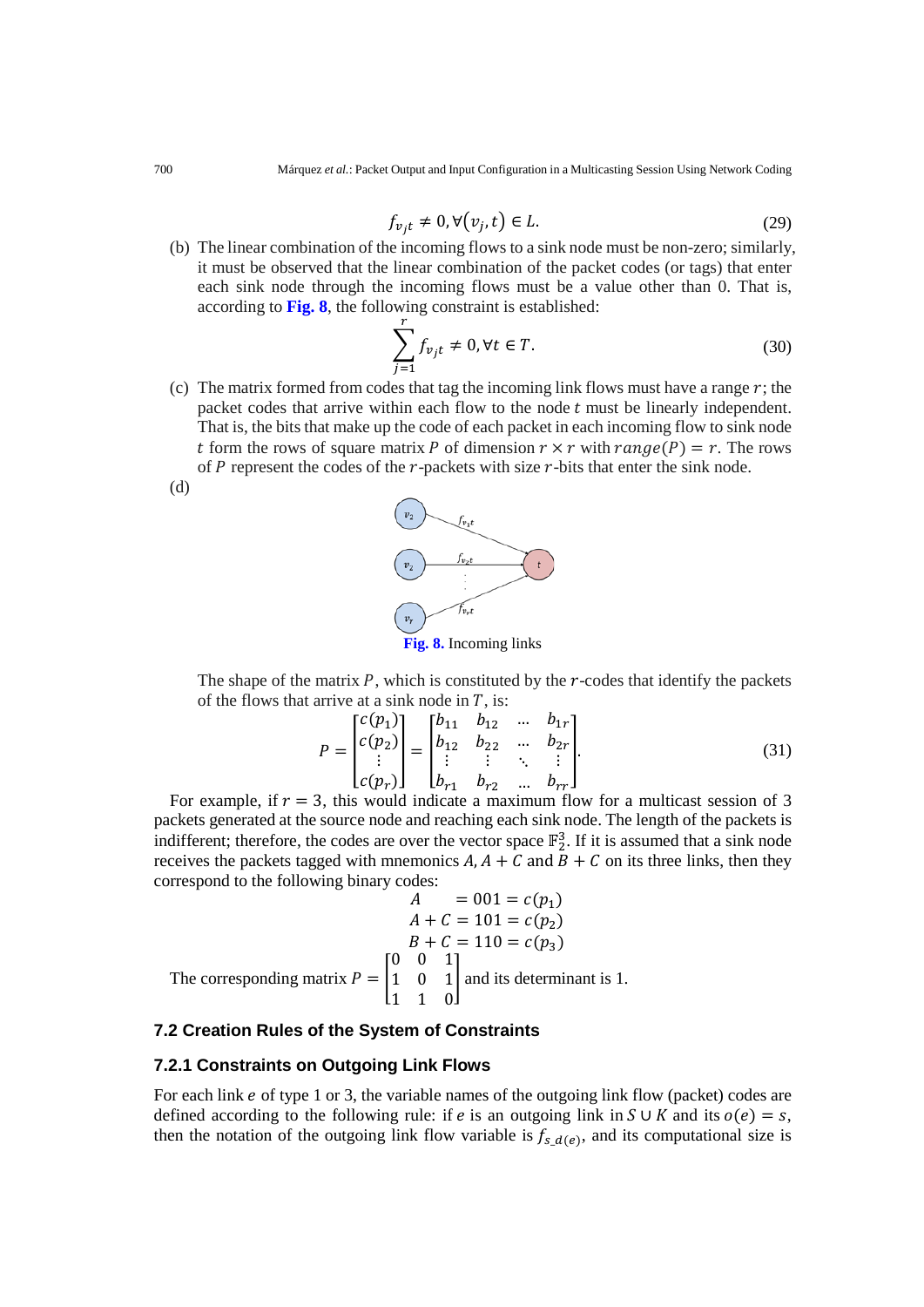$$f_{v_j t} \neq 0, \forall (v_j, t) \in L. \tag{29}$$

(b) The linear combination of the incoming flows to a sink node must be non-zero; similarly, it must be observed that the linear combination of the packet codes (or tags) that enter each sink node through the incoming flows must be a value other than 0. That is, according to **Fig. 8**, the following constraint is established:

$$\sum_{j=1}^{r} f_{v_j t} \neq 0, \forall t \in T. \tag{30}$$

(c) The matrix formed from codes that tag the incoming link flows must have a range $r$; the packet codes that arrive within each flow to the node $t$ must be linearly independent. That is, the bits that make up the code of each packet in each incoming flow to sink node $t$ form the rows of square matrix $P$ of dimension $r \times r$ with $range(P) = r$. The rows of $P$ represent the codes of the $r$-packets with size $r$-bits that enter the sink node.

(d)

**Fig. 8.** Incoming links

The shape of the matrix $P$, which is constituted by the $r$-codes that identify the packets of the flows that arrive at a sink node in $T$, is:

$$P = \begin{bmatrix} c(p_1) \\ c(p_2) \\ \vdots \\ c(p_r) \end{bmatrix} = \begin{bmatrix} b_{11} & b_{12} & \dots & b_{1r} \\ b_{12} & b_{22} & \dots & b_{2r} \\ \vdots & \vdots & \ddots & \vdots \\ b_{r1} & b_{r2} & \dots & b_{rr} \end{bmatrix}. \tag{31}$$

For example, if $r = 3$, this would indicate a maximum flow for a multicast session of 3 packets generated at the source node and reaching each sink node. The length of the packets is indifferent; therefore, the codes are over the vector space $\mathbb{F}_2^3$. If it is assumed that a sink node receives the packets tagged with mnemonics $A, A + C$ and $B + C$ on its three links, then they correspond to the following binary codes:

$$A \quad = 001 = c(p_1)$$
$$A + C = 101 = c(p_2)$$
$$B + C = 110 = c(p_3)$$

The corresponding matrix $P = \begin{bmatrix} 0 & 0 & 1 \\ 1 & 0 & 1 \\ 1 & 1 & 0 \end{bmatrix}$ and its determinant is 1.

### 7.2 Creation Rules of the System of Constraints

#### 7.2.1 Constraints on Outgoing Link Flows

For each link $e$ of type 1 or 3, the variable names of the outgoing link flow (packet) codes are defined according to the following rule: if $e$ is an outgoing link in $S \cup K$ and its $o(e) = s$, then the notation of the outgoing link flow variable is $f_{s\_d(e)}$, and its computational size is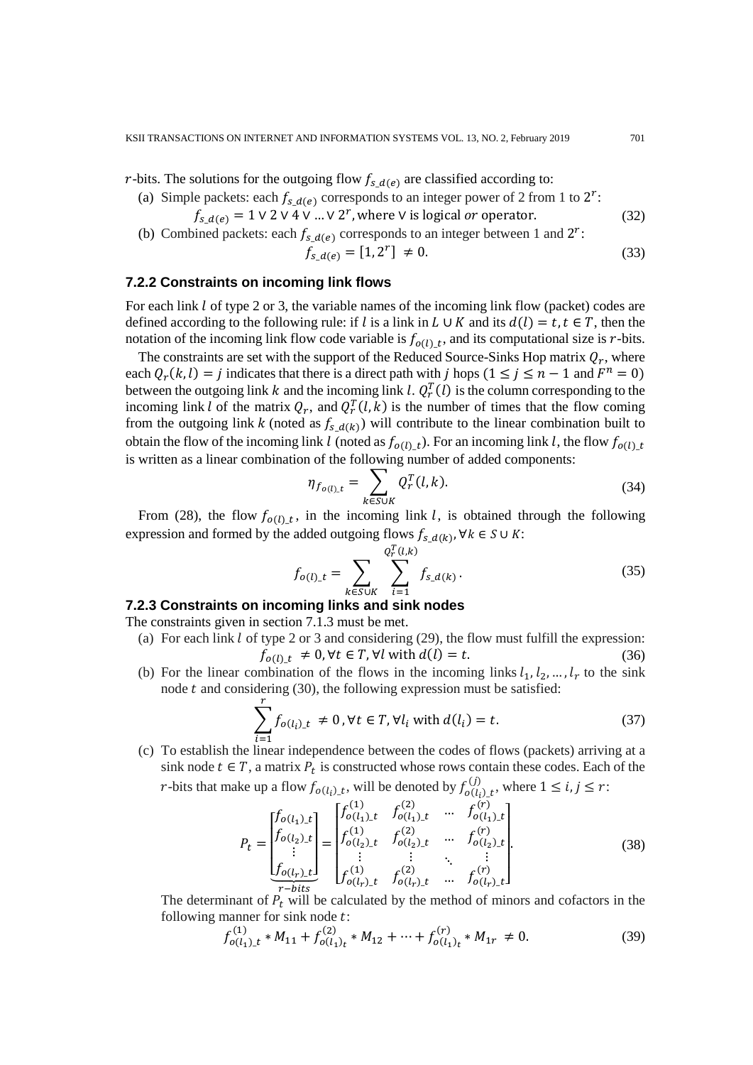$r$-bits. The solutions for the outgoing flow $f_{s\_d(e)}$ are classified according to:

(a) Simple packets: each $f_{s\_d(e)}$ corresponds to an integer power of 2 from 1 to $2^r$:

$$f_{s\_d(e)} = 1 \vee 2 \vee 4 \vee \ldots \vee 2^r, \text{where } \vee \text{ is logical } or \text{ operator.} \tag{32}$$

(b) Combined packets: each $f_{s\_d(e)}$ corresponds to an integer between 1 and $2^r$:

$$f_{s\_d(e)} = [1, 2^r] \neq 0. \tag{33}$$

### 7.2.2 Constraints on incoming link flows

For each link $l$ of type 2 or 3, the variable names of the incoming link flow (packet) codes are defined according to the following rule: if $l$ is a link in $L \cup K$ and its $d(l) = t, t \in T$, then the notation of the incoming link flow code variable is $f_{o(l)\_t}$, and its computational size is $r$-bits.

The constraints are set with the support of the Reduced Source-Sinks Hop matrix $Q_r$, where each $Q_r(k,l) = j$ indicates that there is a direct path with $j$ hops ($1 \leq j \leq n-1$ and $F^n = 0$) between the outgoing link $k$ and the incoming link $l$. $Q_r^T(l)$ is the column corresponding to the incoming link $l$ of the matrix $Q_r$, and $Q_r^T(l,k)$ is the number of times that the flow coming from the outgoing link $k$ (noted as $f_{s\_d(k)}$) will contribute to the linear combination built to obtain the flow of the incoming link $l$ (noted as $f_{o(l)\_t}$). For an incoming link $l$, the flow $f_{o(l)\_t}$ is written as a linear combination of the following number of added components:

$$\eta_{f_{o(l)\_t}} = \sum_{k \in S \cup K} Q_r^T(l,k). \tag{34}$$

From (28), the flow $f_{o(l)\_t}$, in the incoming link $l$, is obtained through the following expression and formed by the added outgoing flows $f_{s\_d(k)}, \forall k \in S \cup K$:

$$f_{o(l)\_t} = \sum_{k \in S \cup K} \sum_{i=1}^{Q_r^T(l,k)} f_{s\_d(k)}. \tag{35}$$

### 7.2.3 Constraints on incoming links and sink nodes

The constraints given in section 7.1.3 must be met.

(a) For each link $l$ of type 2 or 3 and considering (29), the flow must fulfill the expression:

$$f_{o(l)\_t} \neq 0, \forall t \in T, \forall l \text{ with } d(l) = t. \tag{36}$$

(b) For the linear combination of the flows in the incoming links $l_1, l_2, \ldots, l_r$ to the sink node $t$ and considering (30), the following expression must be satisfied:

$$\sum_{i=1}^{r} f_{o(l_i)\_t} \neq 0, \forall t \in T, \forall l_i \text{ with } d(l_i) = t. \tag{37}$$

(c) To establish the linear independence between the codes of flows (packets) arriving at a sink node $t \in T$, a matrix $P_t$ is constructed whose rows contain these codes. Each of the $r$-bits that make up a flow $f_{o(l_i)\_t}$, will be denoted by $f_{o(l_i)\_t}^{(j)}$, where $1 \leq i, j \leq r$:

$$P_t = \underbrace{\begin{bmatrix} f_{o(l_1)\_t} \\ f_{o(l_2)\_t} \\ \vdots \\ f_{o(l_r)\_t} \end{bmatrix}}_{r-bits} = \begin{bmatrix} f_{o(l_1)\_t}^{(1)} & f_{o(l_1)\_t}^{(2)} & \ldots & f_{o(l_1)\_t}^{(r)} \\ f_{o(l_2)\_t}^{(1)} & f_{o(l_2)\_t}^{(2)} & \ldots & f_{o(l_2)\_t}^{(r)} \\ \vdots & \vdots & \ddots & \vdots \\ f_{o(l_r)\_t}^{(1)} & f_{o(l_r)\_t}^{(2)} & \ldots & f_{o(l_r)\_t}^{(r)} \end{bmatrix}. \tag{38}$$

The determinant of $P_t$ will be calculated by the method of minors and cofactors in the following manner for sink node $t$:

$$f_{o(l_1)\_t}^{(1)} * M_{11} + f_{o(l_1)_t}^{(2)} * M_{12} + \cdots + f_{o(l_1)_t}^{(r)} * M_{1r} \neq 0. \tag{39}$$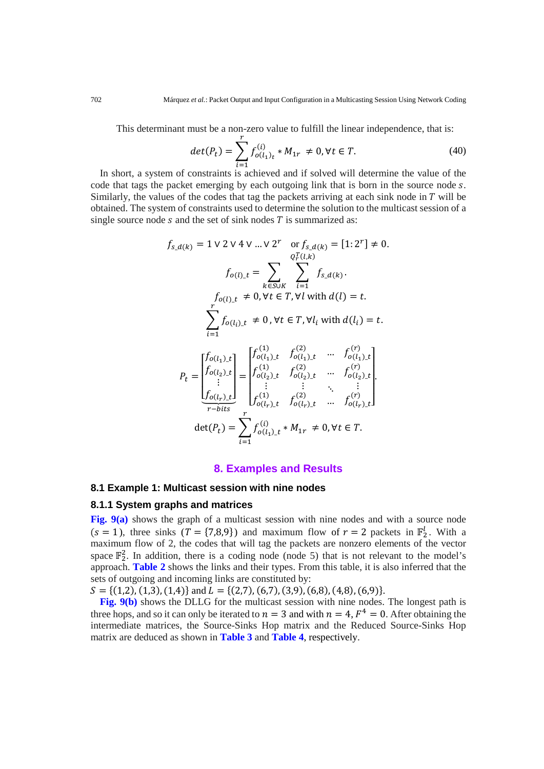This determinant must be a non-zero value to fulfill the linear independence, that is:

$$det(P_t) = \sum_{i=1}^{r} f_{o(l_1)_t}^{(i)} * M_{1r} \neq 0, \forall t \in T. \tag{40}$$

In short, a system of constraints is achieved and if solved will determine the value of the code that tags the packet emerging by each outgoing link that is born in the source node $s$. Similarly, the values of the codes that tag the packets arriving at each sink node in $T$ will be obtained. The system of constraints used to determine the solution to the multicast session of a single source node $s$ and the set of sink nodes $T$ is summarized as:

$$f_{s\_d(k)} = 1 \vee 2 \vee 4 \vee \dots \vee 2^r \quad \text{or } f_{s\_d(k)} = [1{:}2^r] \neq 0.$$

$$f_{o(l)\_t} = \sum_{k \in S \cup K} \sum_{i=1}^{Q_r^T(l,k)} f_{s\_d(k)}.$$

$$f_{o(l)\_t} \neq 0, \forall t \in T, \forall l \text{ with } d(l) = t.$$

$$\sum_{i=1}^{r} f_{o(l_i)\_t} \neq 0, \forall t \in T, \forall l_i \text{ with } d(l_i) = t.$$

$$P_t = \underbrace{\begin{bmatrix} f_{o(l_1)\_t} \\ f_{o(l_2)\_t} \\ \vdots \\ f_{o(l_r)\_t} \end{bmatrix}}_{r-bits} = \begin{bmatrix} f_{o(l_1)\_t}^{(1)} & f_{o(l_1)\_t}^{(2)} & \cdots & f_{o(l_1)\_t}^{(r)} \\ f_{o(l_2)\_t}^{(1)} & f_{o(l_2)\_t}^{(2)} & \cdots & f_{o(l_2)\_t}^{(r)} \\ \vdots & \vdots & \ddots & \vdots \\ f_{o(l_r)\_t}^{(1)} & f_{o(l_r)\_t}^{(2)} & \cdots & f_{o(l_r)\_t}^{(r)} \end{bmatrix}.$$

$$\det(P_t) = \sum_{i=1}^{r} f_{o(l_1)\_t}^{(i)} * M_{1r} \neq 0, \forall t \in T.$$

## 8. Examples and Results

### 8.1 Example 1: Multicast session with nine nodes

#### 8.1.1 System graphs and matrices

**Fig. 9(a)** shows the graph of a multicast session with nine nodes and with a source node ($s = 1$), three sinks ($T = \{7,8,9\}$) and maximum flow of $r = 2$ packets in $\mathbb{F}_2^l$. With a maximum flow of 2, the codes that will tag the packets are nonzero elements of the vector space $\mathbb{F}_2^2$. In addition, there is a coding node (node 5) that is not relevant to the model's approach. **Table 2** shows the links and their types. From this table, it is also inferred that the sets of outgoing and incoming links are constituted by:
$S = \{(1,2), (1,3), (1,4)\}$ and $L = \{(2,7), (6,7), (3,9), (6,8), (4,8), (6,9)\}$.

**Fig. 9(b)** shows the DLLG for the multicast session with nine nodes. The longest path is three hops, and so it can only be iterated to $n = 3$ and with $n = 4$, $F^4 = 0$. After obtaining the intermediate matrices, the Source-Sinks Hop matrix and the Reduced Source-Sinks Hop matrix are deduced as shown in **Table 3** and **Table 4**, respectively.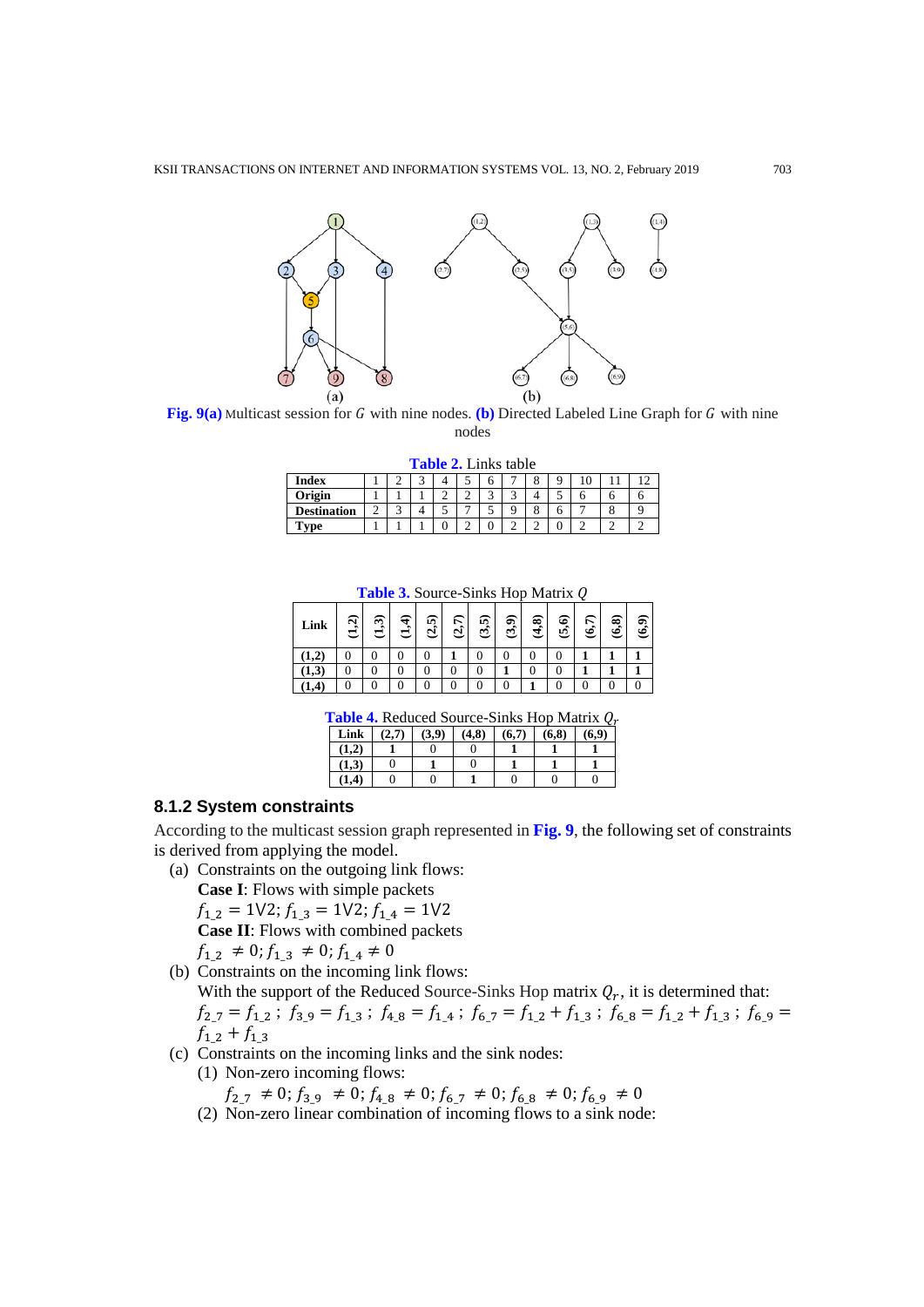Fig. 9(a) Multicast session for $G$ with nine nodes. (b) Directed Labeled Line Graph for $G$ with nine nodes

Table 2. Links table

| Index | 1 | 2 | 3 | 4 | 5 | 6 | 7 | 8 | 9 | 10 | 11 | 12 |
|---|---|---|---|---|---|---|---|---|---|---|---|---|
| Origin | 1 | 1 | 1 | 2 | 2 | 3 | 3 | 4 | 5 | 6 | 6 | 6 |
| Destination | 2 | 3 | 4 | 5 | 7 | 5 | 9 | 8 | 6 | 7 | 8 | 9 |
| Type | 1 | 1 | 1 | 0 | 2 | 0 | 2 | 2 | 0 | 2 | 2 | 2 |

Table 3. Source-Sinks Hop Matrix $Q$

| Link | (1,2) | (1,3) | (1,4) | (2,5) | (2,7) | (3,5) | (3,9) | (4,8) | (5,6) | (6,7) | (6,8) | (6,9) |
|---|---|---|---|---|---|---|---|---|---|---|---|---|
| (1,2) | 0 | 0 | 0 | 0 | 1 | 0 | 0 | 0 | 0 | 1 | 1 | 1 |
| (1,3) | 0 | 0 | 0 | 0 | 0 | 0 | 1 | 0 | 0 | 1 | 1 | 1 |
| (1,4) | 0 | 0 | 0 | 0 | 0 | 0 | 0 | 1 | 0 | 0 | 0 | 0 |

Table 4. Reduced Source-Sinks Hop Matrix $Q_r$

| Link | (2,7) | (3,9) | (4,8) | (6,7) | (6,8) | (6,9) |
|---|---|---|---|---|---|---|
| (1,2) | 1 | 0 | 0 | 1 | 1 | 1 |
| (1,3) | 0 | 1 | 0 | 1 | 1 | 1 |
| (1,4) | 0 | 0 | 1 | 0 | 0 | 0 |

### 8.1.2 System constraints

According to the multicast session graph represented in Fig. 9, the following set of constraints is derived from applying the model.

(a) Constraints on the outgoing link flows:

**Case I**: Flows with simple packets

$f_{1\_2} = 1 \vee 2;\ f_{1\_3} = 1 \vee 2;\ f_{1\_4} = 1 \vee 2$

**Case II**: Flows with combined packets

$f_{1\_2} \neq 0;\ f_{1\_3} \neq 0;\ f_{1\_4} \neq 0$

(b) Constraints on the incoming link flows:

With the support of the Reduced Source-Sinks Hop matrix $Q_r$, it is determined that:

$f_{2\_7} = f_{1\_2}$ ; $f_{3\_9} = f_{1\_3}$ ; $f_{4\_8} = f_{1\_4}$ ; $f_{6\_7} = f_{1\_2} + f_{1\_3}$ ; $f_{6\_8} = f_{1\_2} + f_{1\_3}$ ; $f_{6\_9} = f_{1\_2} + f_{1\_3}$

(c) Constraints on the incoming links and the sink nodes:

(1) Non-zero incoming flows:

$f_{2\_7} \neq 0;\ f_{3\_9} \neq 0;\ f_{4\_8} \neq 0;\ f_{6\_7} \neq 0;\ f_{6\_8} \neq 0;\ f_{6\_9} \neq 0$

(2) Non-zero linear combination of incoming flows to a sink node: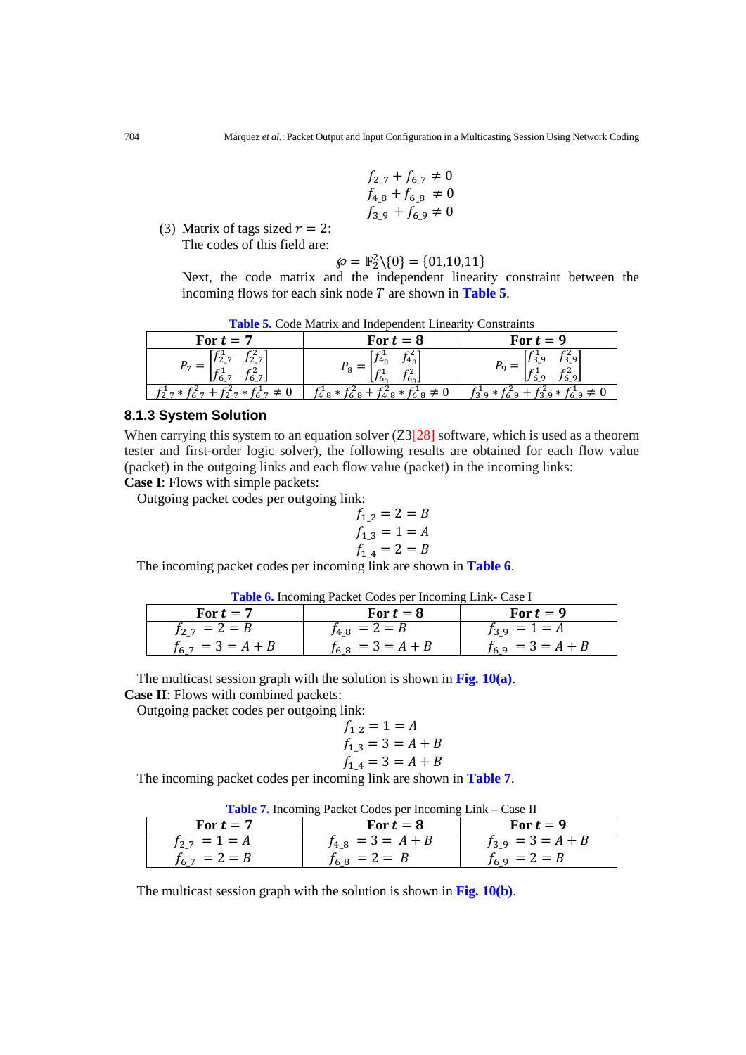$$f_{2\_7} + f_{6\_7} \neq 0$$
$$f_{4\_8} + f_{6\_8} \neq 0$$
$$f_{3\_9} + f_{6\_9} \neq 0$$

(3) Matrix of tags sized $r = 2$:
The codes of this field are:

$$\wp = \mathbb{F}_2^2 \backslash \{0\} = \{01,10,11\}$$

Next, the code matrix and the independent linearity constraint between the incoming flows for each sink node $T$ are shown in **Table 5**.

**Table 5.** Code Matrix and Independent Linearity Constraints

| For $t = 7$ | For $t = 8$ | For $t = 9$ |
|---|---|---|
| $P_7 = \begin{bmatrix} f_{2\_7}^1 & f_{2\_7}^2 \\ f_{6\_7}^1 & f_{6\_7}^2 \end{bmatrix}$ | $P_8 = \begin{bmatrix} f_{4_8}^1 & f_{4_8}^2 \\ f_{6_8}^1 & f_{6_8}^2 \end{bmatrix}$ | $P_9 = \begin{bmatrix} f_{3\_9}^1 & f_{3\_9}^2 \\ f_{6\_9}^1 & f_{6\_9}^2 \end{bmatrix}$ |
| $f_{2\_7}^1 * f_{6\_7}^2 + f_{2\_7}^2 * f_{6\_7}^1 \neq 0$ | $f_{4\_8}^1 * f_{6\_8}^2 + f_{4\_8}^2 * f_{6\_8}^1 \neq 0$ | $f_{3\_9}^1 * f_{6\_9}^2 + f_{3\_9}^2 * f_{6\_9}^1 \neq 0$ |

### 8.1.3 System Solution

When carrying this system to an equation solver (Z3[28] software, which is used as a theorem tester and first-order logic solver), the following results are obtained for each flow value (packet) in the outgoing links and each flow value (packet) in the incoming links:

**Case I**: Flows with simple packets:

Outgoing packet codes per outgoing link:

$$f_{1\_2} = 2 = B$$
$$f_{1\_3} = 1 = A$$
$$f_{1\_4} = 2 = B$$

The incoming packet codes per incoming link are shown in **Table 6**.

**Table 6.** Incoming Packet Codes per Incoming Link- Case I

| For $t = 7$ | For $t = 8$ | For $t = 9$ |
|---|---|---|
| $f_{2\_7} = 2 = B$ | $f_{4\_8} = 2 = B$ | $f_{3\_9} = 1 = A$ |
| $f_{6\_7} = 3 = A + B$ | $f_{6\_8} = 3 = A + B$ | $f_{6\_9} = 3 = A + B$ |

The multicast session graph with the solution is shown in **Fig. 10(a)**.

**Case II**: Flows with combined packets:

Outgoing packet codes per outgoing link:

$$f_{1\_2} = 1 = A$$
$$f_{1\_3} = 3 = A + B$$
$$f_{1\_4} = 3 = A + B$$

The incoming packet codes per incoming link are shown in **Table 7**.

**Table 7.** Incoming Packet Codes per Incoming Link – Case II

| For $t = 7$ | For $t = 8$ | For $t = 9$ |
|---|---|---|
| $f_{2\_7} = 1 = A$ | $f_{4\_8} = 3 = A + B$ | $f_{3\_9} = 3 = A + B$ |
| $f_{6\_7} = 2 = B$ | $f_{6\_8} = 2 = B$ | $f_{6\_9} = 2 = B$ |

The multicast session graph with the solution is shown in **Fig. 10(b)**.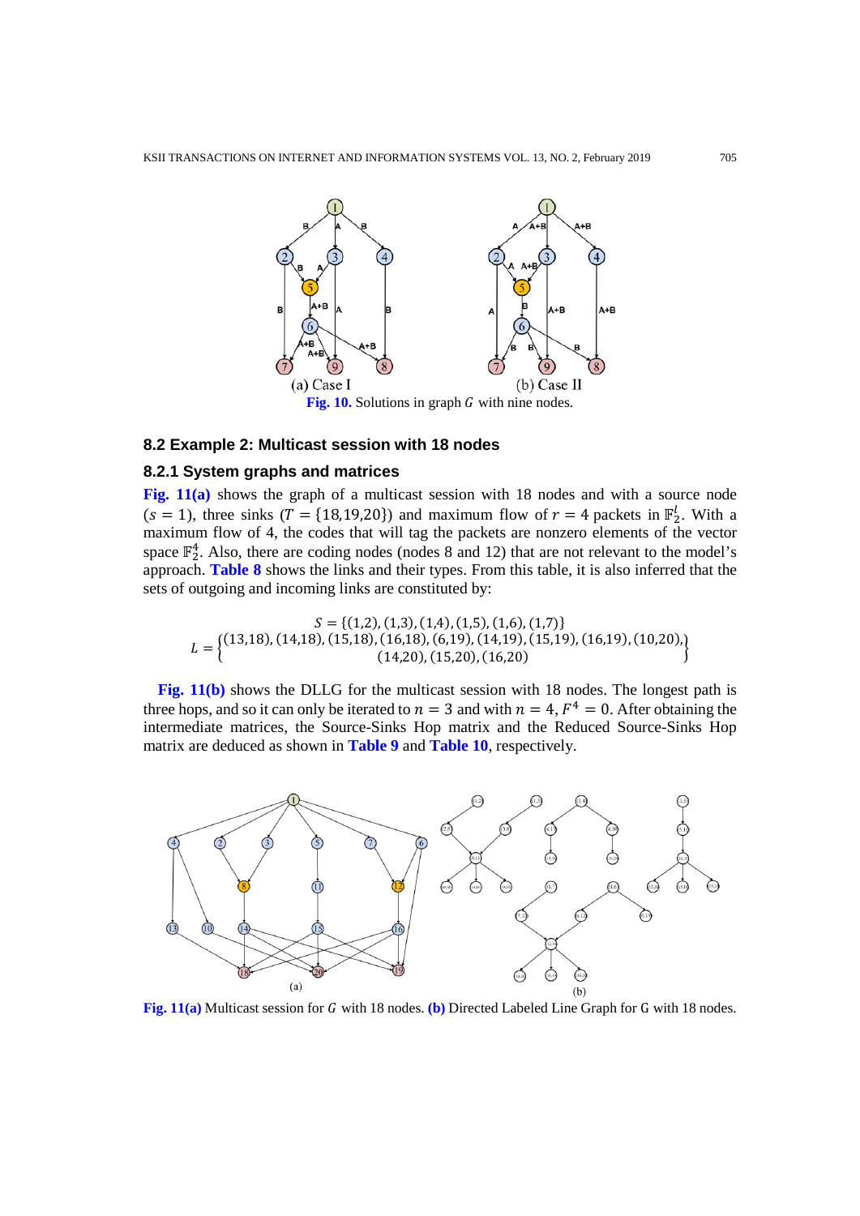Fig. 10. Solutions in graph $G$ with nine nodes.

### 8.2 Example 2: Multicast session with 18 nodes

#### 8.2.1 System graphs and matrices

**Fig. 11(a)** shows the graph of a multicast session with 18 nodes and with a source node ($s = 1$), three sinks ($T = \{18,19,20\}$) and maximum flow of $r = 4$ packets in $\mathbb{F}_2^l$. With a maximum flow of 4, the codes that will tag the packets are nonzero elements of the vector space $\mathbb{F}_2^4$. Also, there are coding nodes (nodes 8 and 12) that are not relevant to the model's approach. **Table 8** shows the links and their types. From this table, it is also inferred that the sets of outgoing and incoming links are constituted by:

$$S = \{(1,2),(1,3),(1,4),(1,5),(1,6),(1,7)\}$$

$$L = \left\{ \begin{matrix} (13,18),(14,18),(15,18),(16,18),(6,19),(14,19),(15,19),(16,19),(10,20), \\ (14,20),(15,20),(16,20) \end{matrix} \right\}$$

**Fig. 11(b)** shows the DLLG for the multicast session with 18 nodes. The longest path is three hops, and so it can only be iterated to $n = 3$ and with $n = 4$, $F^4 = 0$. After obtaining the intermediate matrices, the Source-Sinks Hop matrix and the Reduced Source-Sinks Hop matrix are deduced as shown in **Table 9** and **Table 10**, respectively.

**Fig. 11(a)** Multicast session for $G$ with 18 nodes. **(b)** Directed Labeled Line Graph for G with 18 nodes.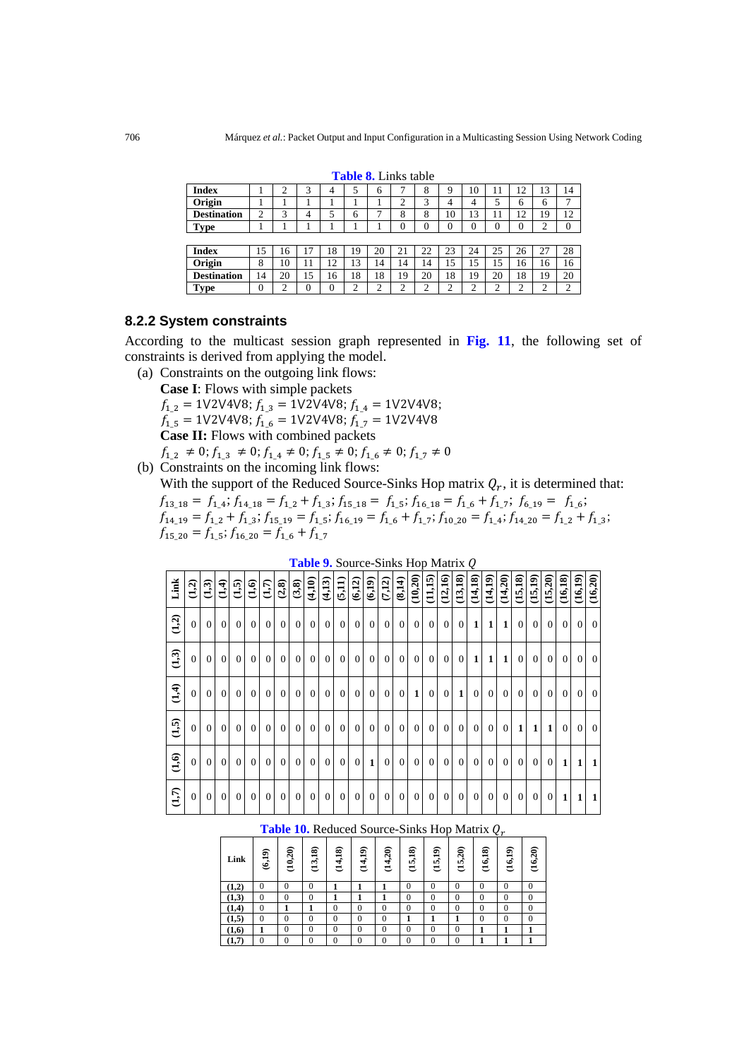**Table 8.** Links table

| Index | 1 | 2 | 3 | 4 | 5 | 6 | 7 | 8 | 9 | 10 | 11 | 12 | 13 | 14 |
|---|---|---|---|---|---|---|---|---|---|---|---|---|---|---|
| **Origin** | 1 | 1 | 1 | 1 | 1 | 1 | 2 | 3 | 4 | 4 | 5 | 6 | 6 | 7 |
| **Destination** | 2 | 3 | 4 | 5 | 6 | 7 | 8 | 8 | 10 | 13 | 11 | 12 | 19 | 12 |
| **Type** | 1 | 1 | 1 | 1 | 1 | 1 | 0 | 0 | 0 | 0 | 0 | 0 | 2 | 0 |

| Index | 15 | 16 | 17 | 18 | 19 | 20 | 21 | 22 | 23 | 24 | 25 | 26 | 27 | 28 |
|---|---|---|---|---|---|---|---|---|---|---|---|---|---|---|
| **Origin** | 8 | 10 | 11 | 12 | 13 | 14 | 14 | 14 | 15 | 15 | 15 | 16 | 16 | 16 |
| **Destination** | 14 | 20 | 15 | 16 | 18 | 18 | 19 | 20 | 18 | 19 | 20 | 18 | 19 | 20 |
| **Type** | 0 | 2 | 0 | 0 | 2 | 2 | 2 | 2 | 2 | 2 | 2 | 2 | 2 | 2 |

### 8.2.2 System constraints

According to the multicast session graph represented in **Fig. 11**, the following set of constraints is derived from applying the model.

(a) Constraints on the outgoing link flows:

**Case I**: Flows with simple packets

$f_{1\_2} = 1V2V4V8$; $f_{1\_3} = 1V2V4V8$; $f_{1\_4} = 1V2V4V8$;
$f_{1\_5} = 1V2V4V8$; $f_{1\_6} = 1V2V4V8$; $f_{1\_7} = 1V2V4V8$

**Case II:** Flows with combined packets

$f_{1\_2} \neq 0$; $f_{1\_3} \neq 0$; $f_{1\_4} \neq 0$; $f_{1\_5} \neq 0$; $f_{1\_6} \neq 0$; $f_{1\_7} \neq 0$

(b) Constraints on the incoming link flows:

With the support of the Reduced Source-Sinks Hop matrix $Q_r$, it is determined that:
$f_{13\_18} = f_{1\_4}$; $f_{14\_18} = f_{1\_2} + f_{1\_3}$; $f_{15\_18} = f_{1\_5}$; $f_{16\_18} = f_{1\_6} + f_{1\_7}$; $f_{6\_19} = f_{1\_6}$;
$f_{14\_19} = f_{1\_2} + f_{1\_3}$; $f_{15\_19} = f_{1\_5}$; $f_{16\_19} = f_{1\_6} + f_{1\_7}$; $f_{10\_20} = f_{1\_4}$; $f_{14\_20} = f_{1\_2} + f_{1\_3}$;
$f_{15\_20} = f_{1\_5}$; $f_{16\_20} = f_{1\_6} + f_{1\_7}$

**Table 9.** Source-Sinks Hop Matrix $Q$

| Link | (1,2) | (1,3) | (1,4) | (1,5) | (1,6) | (1,7) | (2,8) | (3,8) | (4,10) | (4,13) | (5,11) | (6,12) | (6,19) | (7,12) | (8,14) | (10,20) | (11,15) | (12,16) | (13,18) | (14,18) | (14,19) | (14,20) | (15,18) | (15,19) | (15,20) | (16,18) | (16,19) | (16,20) |
|---|---|---|---|---|---|---|---|---|---|---|---|---|---|---|---|---|---|---|---|---|---|---|---|---|---|---|---|---|
| (1,2) | 0 | 0 | 0 | 0 | 0 | 0 | 0 | 0 | 0 | 0 | 0 | 0 | 0 | 0 | 0 | 0 | 0 | 0 | 0 | **1** | **1** | **1** | 0 | 0 | 0 | 0 | 0 | 0 |
| (1,3) | 0 | 0 | 0 | 0 | 0 | 0 | 0 | 0 | 0 | 0 | 0 | 0 | 0 | 0 | 0 | 0 | 0 | 0 | 0 | **1** | **1** | **1** | 0 | 0 | 0 | 0 | 0 | 0 |
| (1,4) | 0 | 0 | 0 | 0 | 0 | 0 | 0 | 0 | 0 | 0 | 0 | 0 | 0 | 0 | 0 | **1** | 0 | 0 | **1** | 0 | 0 | 0 | 0 | 0 | 0 | 0 | 0 | 0 |
| (1,5) | 0 | 0 | 0 | 0 | 0 | 0 | 0 | 0 | 0 | 0 | 0 | 0 | 0 | 0 | 0 | 0 | 0 | 0 | 0 | 0 | 0 | 0 | **1** | **1** | **1** | 0 | 0 | 0 |
| (1,6) | 0 | 0 | 0 | 0 | 0 | 0 | 0 | 0 | 0 | 0 | 0 | 0 | **1** | 0 | 0 | 0 | 0 | 0 | 0 | 0 | 0 | 0 | 0 | 0 | 0 | **1** | **1** | **1** |
| (1,7) | 0 | 0 | 0 | 0 | 0 | 0 | 0 | 0 | 0 | 0 | 0 | 0 | 0 | 0 | 0 | 0 | 0 | 0 | 0 | 0 | 0 | 0 | 0 | 0 | 0 | **1** | **1** | **1** |

**Table 10.** Reduced Source-Sinks Hop Matrix $Q_r$

| Link | (6,19) | (10,20) | (13,18) | (14,18) | (14,19) | (14,20) | (15,18) | (15,19) | (15,20) | (16,18) | (16,19) | (16,20) |
|---|---|---|---|---|---|---|---|---|---|---|---|---|
| (1,2) | 0 | 0 | 0 | **1** | **1** | **1** | 0 | 0 | 0 | 0 | 0 | 0 |
| (1,3) | 0 | 0 | 0 | **1** | **1** | **1** | 0 | 0 | 0 | 0 | 0 | 0 |
| (1,4) | 0 | **1** | **1** | 0 | 0 | 0 | 0 | 0 | 0 | 0 | 0 | 0 |
| (1,5) | 0 | 0 | 0 | 0 | 0 | 0 | **1** | **1** | **1** | 0 | 0 | 0 |
| (1,6) | **1** | 0 | 0 | 0 | 0 | 0 | 0 | 0 | 0 | **1** | **1** | **1** |
| (1,7) | 0 | 0 | 0 | 0 | 0 | 0 | 0 | 0 | 0 | **1** | **1** | **1** |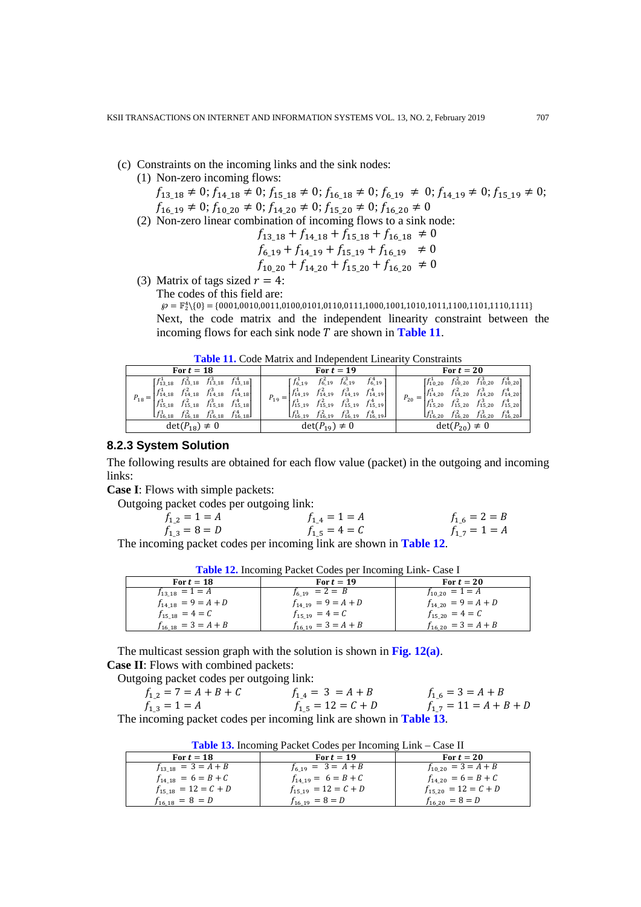(c) Constraints on the incoming links and the sink nodes:

(1) Non-zero incoming flows:

$f_{13\_18} \neq 0; f_{14\_18} \neq 0; f_{15\_18} \neq 0; f_{16\_18} \neq 0; f_{6\_19} \neq 0; f_{14\_19} \neq 0; f_{15\_19} \neq 0;$ $f_{16\_19} \neq 0; f_{10\_20} \neq 0; f_{14\_20} \neq 0; f_{15\_20} \neq 0; f_{16\_20} \neq 0$

(2) Non-zero linear combination of incoming flows to a sink node:

$$f_{13\_18} + f_{14\_18} + f_{15\_18} + f_{16\_18} \neq 0$$
$$f_{6\_19} + f_{14\_19} + f_{15\_19} + f_{16\_19} \neq 0$$
$$f_{10\_20} + f_{14\_20} + f_{15\_20} + f_{16\_20} \neq 0$$

(3) Matrix of tags sized $r = 4$:

The codes of this field are:

$\wp = \mathbb{F}_2^4 \backslash \{0\} = \{0001,0010,0011,0100,0101,0110,0111,1000,1001,1010,1011,1100,1101,1110,1111\}$

Next, the code matrix and the independent linearity constraint between the incoming flows for each sink node $T$ are shown in **Table 11**.

**Table 11.** Code Matrix and Independent Linearity Constraints

| For $t = 18$ | For $t = 19$ | For $t = 20$ |
|---|---|---|
| $P_{18} = \begin{bmatrix} f_{13\_18}^1 & f_{13\_18}^2 & f_{13\_18}^3 & f_{13\_18}^4 \\ f_{14\_18}^1 & f_{14\_18}^2 & f_{14\_18}^3 & f_{14\_18}^4 \\ f_{15\_18}^1 & f_{15\_18}^2 & f_{15\_18}^3 & f_{15\_18}^4 \\ f_{16\_18}^1 & f_{16\_18}^2 & f_{16\_18}^3 & f_{16\_18}^4 \end{bmatrix}$ | $P_{19} = \begin{bmatrix} f_{6\_19}^1 & f_{6\_19}^2 & f_{6\_19}^3 & f_{6\_19}^4 \\ f_{14\_19}^1 & f_{14\_19}^2 & f_{14\_19}^3 & f_{14\_19}^4 \\ f_{15\_19}^1 & f_{15\_19}^2 & f_{15\_19}^3 & f_{15\_19}^4 \\ f_{16\_19}^1 & f_{16\_19}^2 & f_{16\_19}^3 & f_{16\_19}^4 \end{bmatrix}$ | $P_{20} = \begin{bmatrix} f_{10\_20}^1 & f_{10\_20}^2 & f_{10\_20}^3 & f_{10\_20}^4 \\ f_{14\_20}^1 & f_{14\_20}^2 & f_{14\_20}^3 & f_{14\_20}^4 \\ f_{15\_20}^1 & f_{15\_20}^2 & f_{15\_20}^3 & f_{15\_20}^4 \\ f_{16\_20}^1 & f_{16\_20}^2 & f_{16\_20}^3 & f_{16\_20}^4 \end{bmatrix}$ |
| $\det(P_{18}) \neq 0$ | $\det(P_{19}) \neq 0$ | $\det(P_{20}) \neq 0$ |

### 8.2.3 System Solution

The following results are obtained for each flow value (packet) in the outgoing and incoming links:

**Case I**: Flows with simple packets:

Outgoing packet codes per outgoing link:

$f_{1\_2} = 1 = A$ $\quad f_{1\_4} = 1 = A$ $\quad f_{1\_6} = 2 = B$

$f_{1\_3} = 8 = D$ $\quad f_{1\_5} = 4 = C$ $\quad f_{1\_7} = 1 = A$

The incoming packet codes per incoming link are shown in **Table 12**.

**Table 12.** Incoming Packet Codes per Incoming Link- Case I

| For $t = 18$ | For $t = 19$ | For $t = 20$ |
|---|---|---|
| $f_{13\_18} = 1 = A$ | $f_{6\_19} = 2 = B$ | $f_{10\_20} = 1 = A$ |
| $f_{14\_18} = 9 = A + D$ | $f_{14\_19} = 9 = A + D$ | $f_{14\_20} = 9 = A + D$ |
| $f_{15\_18} = 4 = C$ | $f_{15\_19} = 4 = C$ | $f_{15\_20} = 4 = C$ |
| $f_{16\_18} = 3 = A + B$ | $f_{16\_19} = 3 = A + B$ | $f_{16\_20} = 3 = A + B$ |

The multicast session graph with the solution is shown in **Fig. 12(a)**.

**Case II**: Flows with combined packets:

Outgoing packet codes per outgoing link:

$f_{1\_2} = 7 = A + B + C$ $\quad f_{1\_4} = 3 = A + B$ $\quad f_{1\_6} = 3 = A + B$

$f_{1\_3} = 1 = A$ $\quad f_{1\_5} = 12 = C + D$ $\quad f_{1\_7} = 11 = A + B + D$

The incoming packet codes per incoming link are shown in **Table 13**.

**Table 13.** Incoming Packet Codes per Incoming Link – Case II

| For $t = 18$ | For $t = 19$ | For $t = 20$ |
|---|---|---|
| $f_{13\_18} = 3 = A + B$ | $f_{6\_19} = 3 = A + B$ | $f_{10\_20} = 3 = A + B$ |
| $f_{14\_18} = 6 = B + C$ | $f_{14\_19} = 6 = B + C$ | $f_{14\_20} = 6 = B + C$ |
| $f_{15\_18} = 12 = C + D$ | $f_{15\_19} = 12 = C + D$ | $f_{15\_20} = 12 = C + D$ |
| $f_{16\_18} = 8 = D$ | $f_{16\_19} = 8 = D$ | $f_{16\_20} = 8 = D$ |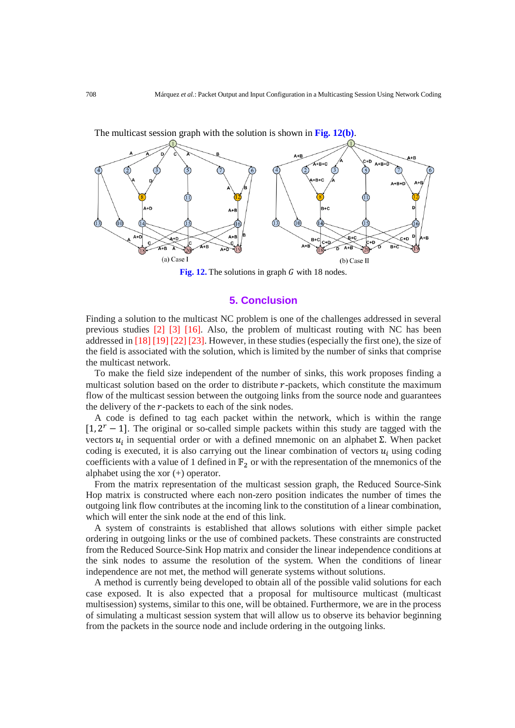The multicast session graph with the solution is shown in **Fig. 12(b)**.

(a) Case I

(b) Case II

**Fig. 12.** The solutions in graph $G$ with 18 nodes.

## 5. Conclusion

Finding a solution to the multicast NC problem is one of the challenges addressed in several previous studies [2] [3] [16]. Also, the problem of multicast routing with NC has been addressed in [18] [19] [22] [23]. However, in these studies (especially the first one), the size of the field is associated with the solution, which is limited by the number of sinks that comprise the multicast network.

To make the field size independent of the number of sinks, this work proposes finding a multicast solution based on the order to distribute $r$-packets, which constitute the maximum flow of the multicast session between the outgoing links from the source node and guarantees the delivery of the $r$-packets to each of the sink nodes.

A code is defined to tag each packet within the network, which is within the range $[1, 2^r - 1]$. The original or so-called simple packets within this study are tagged with the vectors $u_i$ in sequential order or with a defined mnemonic on an alphabet $\Sigma$. When packet coding is executed, it is also carrying out the linear combination of vectors $u_i$ using coding coefficients with a value of 1 defined in $\mathbb{F}_2$ or with the representation of the mnemonics of the alphabet using the xor (+) operator.

From the matrix representation of the multicast session graph, the Reduced Source-Sink Hop matrix is constructed where each non-zero position indicates the number of times the outgoing link flow contributes at the incoming link to the constitution of a linear combination, which will enter the sink node at the end of this link.

A system of constraints is established that allows solutions with either simple packet ordering in outgoing links or the use of combined packets. These constraints are constructed from the Reduced Source-Sink Hop matrix and consider the linear independence conditions at the sink nodes to assume the resolution of the system. When the conditions of linear independence are not met, the method will generate systems without solutions.

A method is currently being developed to obtain all of the possible valid solutions for each case exposed. It is also expected that a proposal for multisource multicast (multicast multisession) systems, similar to this one, will be obtained. Furthermore, we are in the process of simulating a multicast session system that will allow us to observe its behavior beginning from the packets in the source node and include ordering in the outgoing links.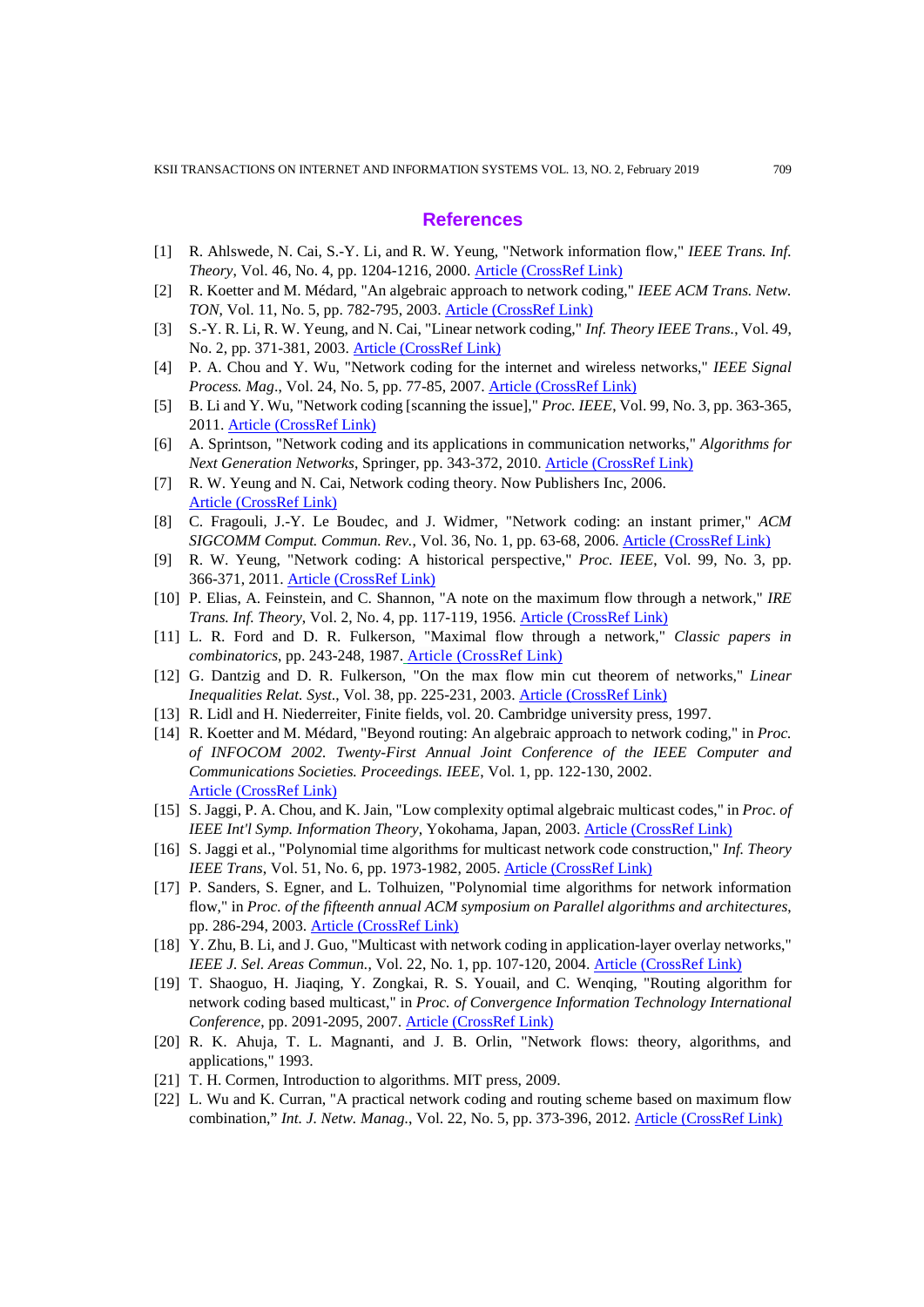## References

[1] R. Ahlswede, N. Cai, S.-Y. Li, and R. W. Yeung, "Network information flow," *IEEE Trans. Inf. Theory*, Vol. 46, No. 4, pp. 1204-1216, 2000. Article (CrossRef Link)

[2] R. Koetter and M. Médard, "An algebraic approach to network coding," *IEEE ACM Trans. Netw. TON*, Vol. 11, No. 5, pp. 782-795, 2003. Article (CrossRef Link)

[3] S.-Y. R. Li, R. W. Yeung, and N. Cai, "Linear network coding," *Inf. Theory IEEE Trans.*, Vol. 49, No. 2, pp. 371-381, 2003. Article (CrossRef Link)

[4] P. A. Chou and Y. Wu, "Network coding for the internet and wireless networks," *IEEE Signal Process. Mag*., Vol. 24, No. 5, pp. 77-85, 2007. Article (CrossRef Link)

[5] B. Li and Y. Wu, "Network coding [scanning the issue]," *Proc. IEEE*, Vol. 99, No. 3, pp. 363-365, 2011. Article (CrossRef Link)

[6] A. Sprintson, "Network coding and its applications in communication networks," *Algorithms for Next Generation Networks*, Springer, pp. 343-372, 2010. Article (CrossRef Link)

[7] R. W. Yeung and N. Cai, Network coding theory. Now Publishers Inc, 2006. Article (CrossRef Link)

[8] C. Fragouli, J.-Y. Le Boudec, and J. Widmer, "Network coding: an instant primer," *ACM SIGCOMM Comput. Commun. Rev.*, Vol. 36, No. 1, pp. 63-68, 2006. Article (CrossRef Link)

[9] R. W. Yeung, "Network coding: A historical perspective," *Proc. IEEE*, Vol. 99, No. 3, pp. 366-371, 2011. Article (CrossRef Link)

[10] P. Elias, A. Feinstein, and C. Shannon, "A note on the maximum flow through a network," *IRE Trans. Inf. Theory*, Vol. 2, No. 4, pp. 117-119, 1956. Article (CrossRef Link)

[11] L. R. Ford and D. R. Fulkerson, "Maximal flow through a network," *Classic papers in combinatorics*, pp. 243-248, 1987. Article (CrossRef Link)

[12] G. Dantzig and D. R. Fulkerson, "On the max flow min cut theorem of networks," *Linear Inequalities Relat. Syst.*, Vol. 38, pp. 225-231, 2003. Article (CrossRef Link)

[13] R. Lidl and H. Niederreiter, Finite fields, vol. 20. Cambridge university press, 1997.

[14] R. Koetter and M. Médard, "Beyond routing: An algebraic approach to network coding," in *Proc. of INFOCOM 2002. Twenty-First Annual Joint Conference of the IEEE Computer and Communications Societies. Proceedings. IEEE*, Vol. 1, pp. 122-130, 2002. Article (CrossRef Link)

[15] S. Jaggi, P. A. Chou, and K. Jain, "Low complexity optimal algebraic multicast codes," in *Proc. of IEEE Int'l Symp. Information Theory*, Yokohama, Japan, 2003. Article (CrossRef Link)

[16] S. Jaggi et al., "Polynomial time algorithms for multicast network code construction," *Inf. Theory IEEE Trans*, Vol. 51, No. 6, pp. 1973-1982, 2005. Article (CrossRef Link)

[17] P. Sanders, S. Egner, and L. Tolhuizen, "Polynomial time algorithms for network information flow," in *Proc. of the fifteenth annual ACM symposium on Parallel algorithms and architectures*, pp. 286-294, 2003. Article (CrossRef Link)

[18] Y. Zhu, B. Li, and J. Guo, "Multicast with network coding in application-layer overlay networks," *IEEE J. Sel. Areas Commun.*, Vol. 22, No. 1, pp. 107-120, 2004. Article (CrossRef Link)

[19] T. Shaoguo, H. Jiaqing, Y. Zongkai, R. S. Youail, and C. Wenqing, "Routing algorithm for network coding based multicast," in *Proc. of Convergence Information Technology International Conference*, pp. 2091-2095, 2007. Article (CrossRef Link)

[20] R. K. Ahuja, T. L. Magnanti, and J. B. Orlin, "Network flows: theory, algorithms, and applications," 1993.

[21] T. H. Cormen, Introduction to algorithms. MIT press, 2009.

[22] L. Wu and K. Curran, "A practical network coding and routing scheme based on maximum flow combination," *Int. J. Netw. Manag.*, Vol. 22, No. 5, pp. 373-396, 2012. Article (CrossRef Link)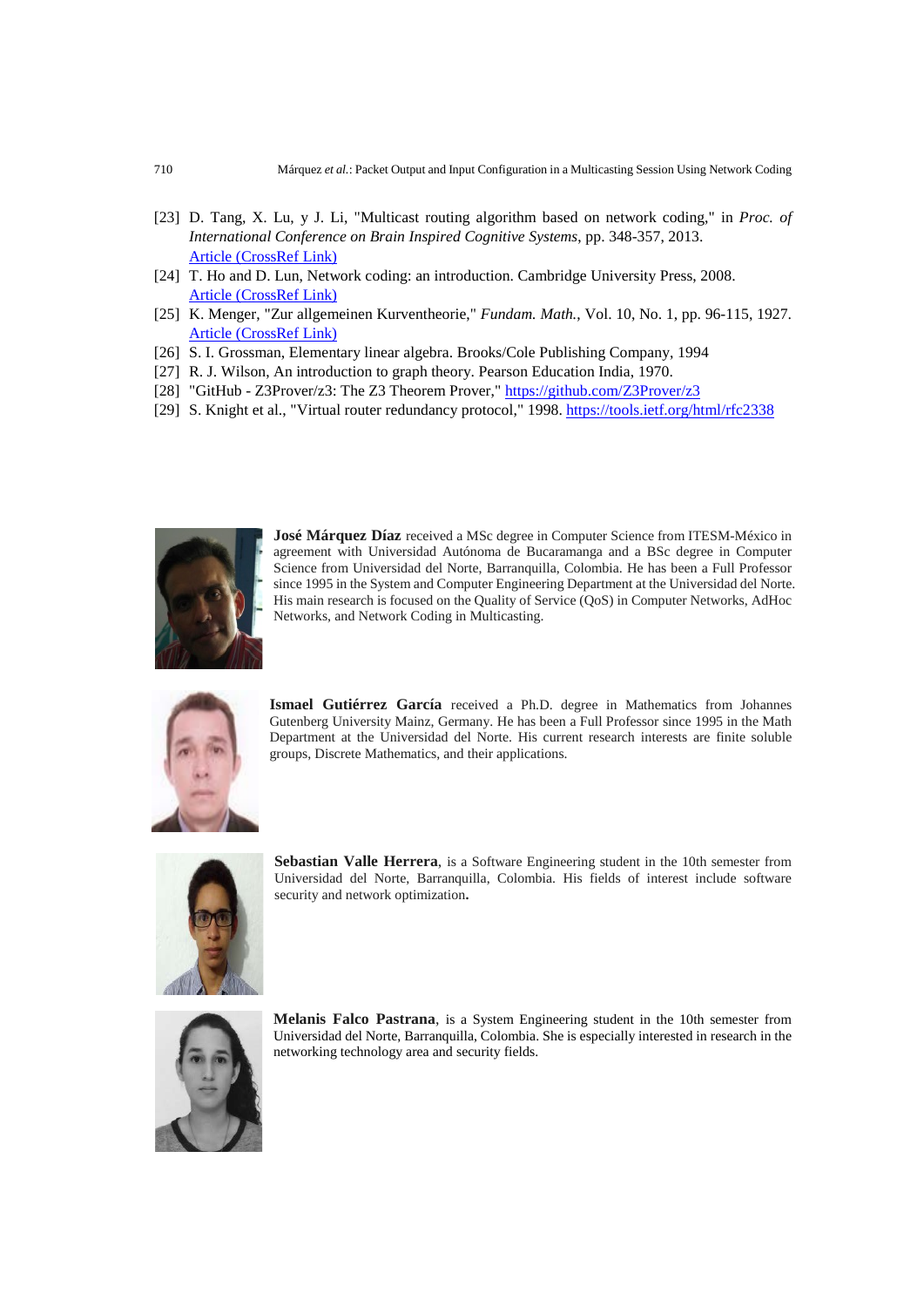[23] D. Tang, X. Lu, y J. Li, "Multicast routing algorithm based on network coding," in *Proc. of International Conference on Brain Inspired Cognitive Systems*, pp. 348-357, 2013. Article (CrossRef Link)

[24] T. Ho and D. Lun, Network coding: an introduction. Cambridge University Press, 2008. Article (CrossRef Link)

[25] K. Menger, "Zur allgemeinen Kurventheorie," *Fundam. Math.*, Vol. 10, No. 1, pp. 96-115, 1927. Article (CrossRef Link)

[26] S. I. Grossman, Elementary linear algebra. Brooks/Cole Publishing Company, 1994

[27] R. J. Wilson, An introduction to graph theory. Pearson Education India, 1970.

[28] "GitHub - Z3Prover/z3: The Z3 Theorem Prover," https://github.com/Z3Prover/z3

[29] S. Knight et al., "Virtual router redundancy protocol," 1998. https://tools.ietf.org/html/rfc2338

**José Márquez Díaz** received a MSc degree in Computer Science from ITESM-México in agreement with Universidad Autónoma de Bucaramanga and a BSc degree in Computer Science from Universidad del Norte, Barranquilla, Colombia. He has been a Full Professor since 1995 in the System and Computer Engineering Department at the Universidad del Norte. His main research is focused on the Quality of Service (QoS) in Computer Networks, AdHoc Networks, and Network Coding in Multicasting.

**Ismael Gutiérrez García** received a Ph.D. degree in Mathematics from Johannes Gutenberg University Mainz, Germany. He has been a Full Professor since 1995 in the Math Department at the Universidad del Norte. His current research interests are finite soluble groups, Discrete Mathematics, and their applications.

**Sebastian Valle Herrera**, is a Software Engineering student in the 10th semester from Universidad del Norte, Barranquilla, Colombia. His fields of interest include software security and network optimization.

**Melanis Falco Pastrana**, is a System Engineering student in the 10th semester from Universidad del Norte, Barranquilla, Colombia. She is especially interested in research in the networking technology area and security fields.